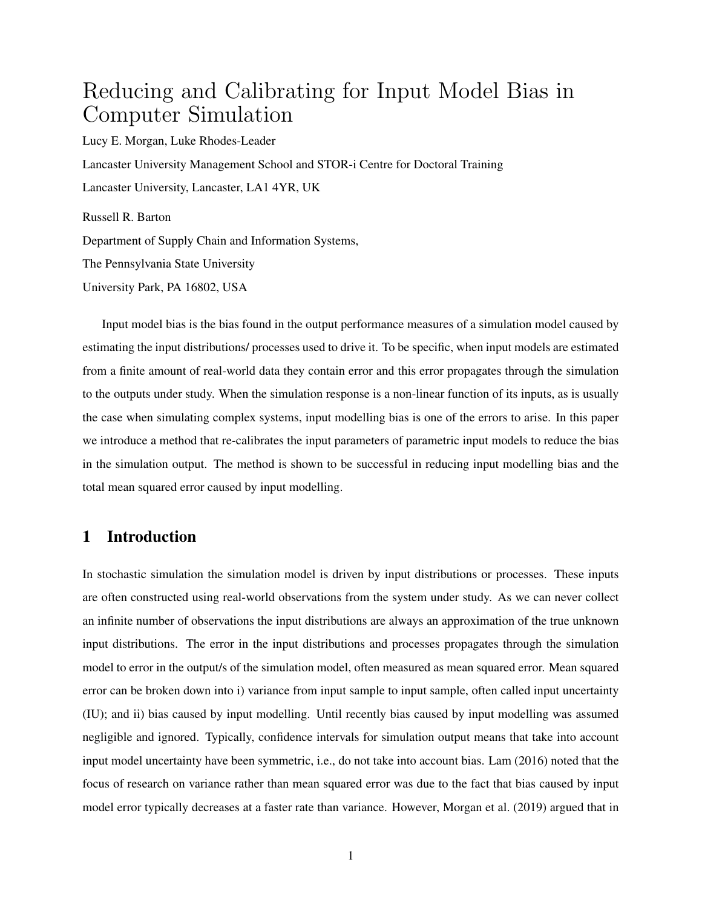# Reducing and Calibrating for Input Model Bias in Computer Simulation

Lucy E. Morgan, Luke Rhodes-Leader

Lancaster University Management School and STOR-i Centre for Doctoral Training

Lancaster University, Lancaster, LA1 4YR, UK

Russell R. Barton

Department of Supply Chain and Information Systems,

The Pennsylvania State University

University Park, PA 16802, USA

Input model bias is the bias found in the output performance measures of a simulation model caused by estimating the input distributions/ processes used to drive it. To be specific, when input models are estimated from a finite amount of real-world data they contain error and this error propagates through the simulation to the outputs under study. When the simulation response is a non-linear function of its inputs, as is usually the case when simulating complex systems, input modelling bias is one of the errors to arise. In this paper we introduce a method that re-calibrates the input parameters of parametric input models to reduce the bias in the simulation output. The method is shown to be successful in reducing input modelling bias and the total mean squared error caused by input modelling.

## 1 Introduction

In stochastic simulation the simulation model is driven by input distributions or processes. These inputs are often constructed using real-world observations from the system under study. As we can never collect an infinite number of observations the input distributions are always an approximation of the true unknown input distributions. The error in the input distributions and processes propagates through the simulation model to error in the output/s of the simulation model, often measured as mean squared error. Mean squared error can be broken down into i) variance from input sample to input sample, often called input uncertainty (IU); and ii) bias caused by input modelling. Until recently bias caused by input modelling was assumed negligible and ignored. Typically, confidence intervals for simulation output means that take into account input model uncertainty have been symmetric, i.e., do not take into account bias. Lam (2016) noted that the focus of research on variance rather than mean squared error was due to the fact that bias caused by input model error typically decreases at a faster rate than variance. However, Morgan et al. (2019) argued that in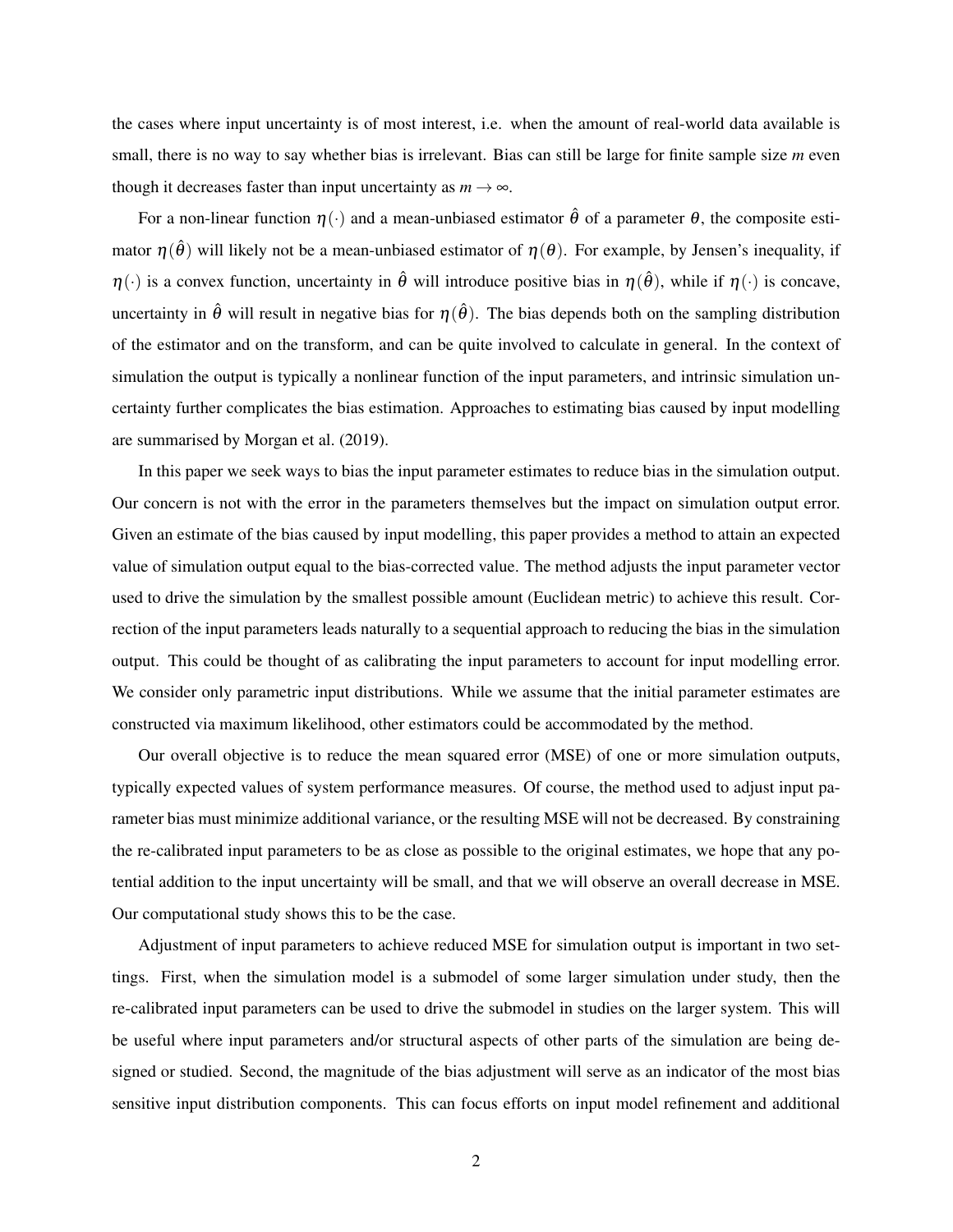the cases where input uncertainty is of most interest, i.e. when the amount of real-world data available is small, there is no way to say whether bias is irrelevant. Bias can still be large for finite sample size $m$ even though it decreases faster than input uncertainty as $m \to \infty$.

For a non-linear function $\eta(\cdot)$ and a mean-unbiased estimator $\hat{\theta}$ of a parameter $\theta$, the composite estimator $\eta(\hat{\theta})$ will likely not be a mean-unbiased estimator of $\eta(\theta)$. For example, by Jensen's inequality, if $\eta(\cdot)$ is a convex function, uncertainty in $\hat{\theta}$ will introduce positive bias in $\eta(\hat{\theta})$, while if $\eta(\cdot)$ is concave, uncertainty in $\hat{\theta}$ will result in negative bias for $\eta(\hat{\theta})$. The bias depends both on the sampling distribution of the estimator and on the transform, and can be quite involved to calculate in general. In the context of simulation the output is typically a nonlinear function of the input parameters, and intrinsic simulation uncertainty further complicates the bias estimation. Approaches to estimating bias caused by input modelling are summarised by Morgan et al. (2019).

In this paper we seek ways to bias the input parameter estimates to reduce bias in the simulation output. Our concern is not with the error in the parameters themselves but the impact on simulation output error. Given an estimate of the bias caused by input modelling, this paper provides a method to attain an expected value of simulation output equal to the bias-corrected value. The method adjusts the input parameter vector used to drive the simulation by the smallest possible amount (Euclidean metric) to achieve this result. Correction of the input parameters leads naturally to a sequential approach to reducing the bias in the simulation output. This could be thought of as calibrating the input parameters to account for input modelling error. We consider only parametric input distributions. While we assume that the initial parameter estimates are constructed via maximum likelihood, other estimators could be accommodated by the method.

Our overall objective is to reduce the mean squared error (MSE) of one or more simulation outputs, typically expected values of system performance measures. Of course, the method used to adjust input parameter bias must minimize additional variance, or the resulting MSE will not be decreased. By constraining the re-calibrated input parameters to be as close as possible to the original estimates, we hope that any potential addition to the input uncertainty will be small, and that we will observe an overall decrease in MSE. Our computational study shows this to be the case.

Adjustment of input parameters to achieve reduced MSE for simulation output is important in two settings. First, when the simulation model is a submodel of some larger simulation under study, then the re-calibrated input parameters can be used to drive the submodel in studies on the larger system. This will be useful where input parameters and/or structural aspects of other parts of the simulation are being designed or studied. Second, the magnitude of the bias adjustment will serve as an indicator of the most bias sensitive input distribution components. This can focus efforts on input model refinement and additional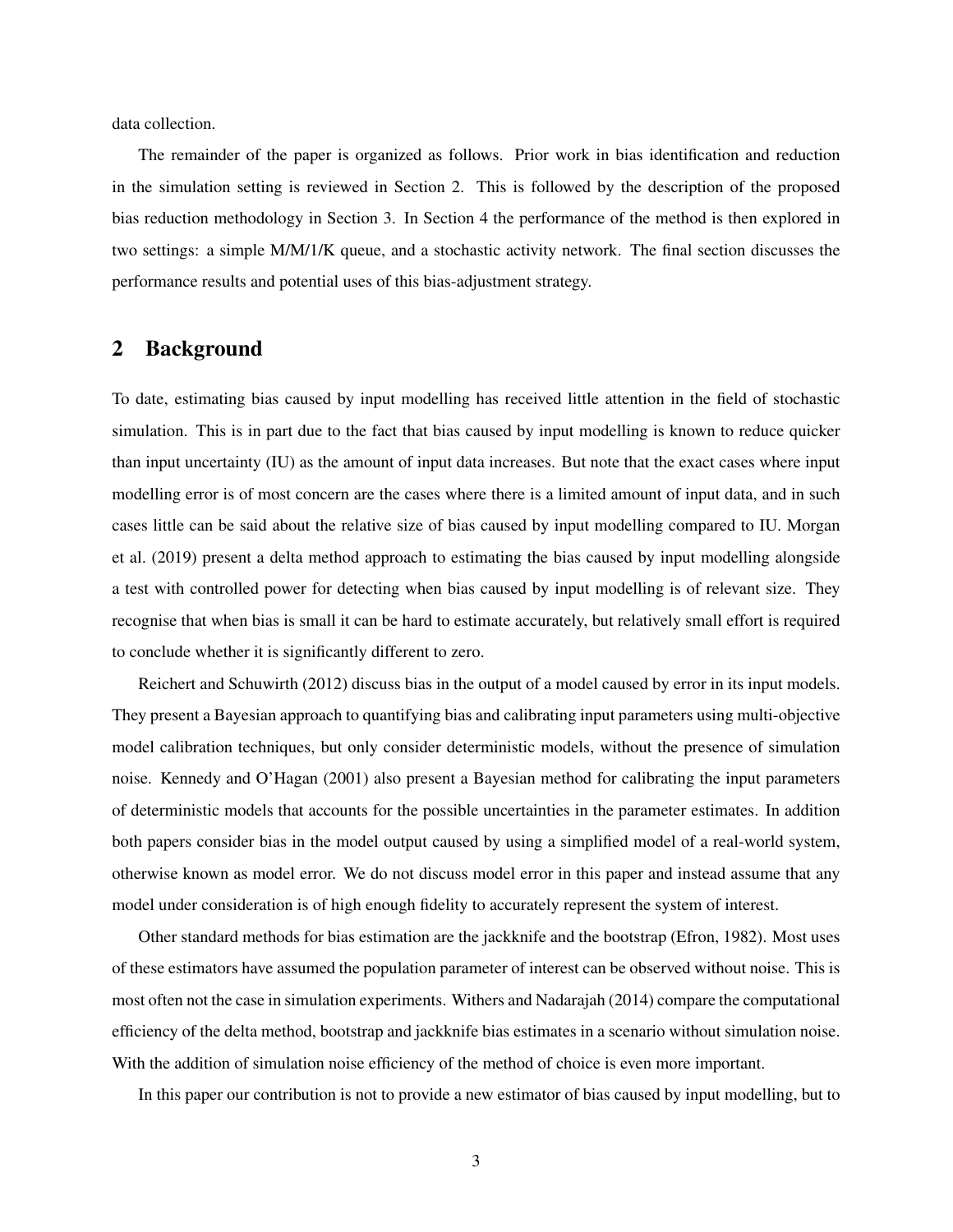data collection.

The remainder of the paper is organized as follows. Prior work in bias identification and reduction in the simulation setting is reviewed in Section 2. This is followed by the description of the proposed bias reduction methodology in Section 3. In Section 4 the performance of the method is then explored in two settings: a simple M/M/1/K queue, and a stochastic activity network. The final section discusses the performance results and potential uses of this bias-adjustment strategy.

## 2 Background

To date, estimating bias caused by input modelling has received little attention in the field of stochastic simulation. This is in part due to the fact that bias caused by input modelling is known to reduce quicker than input uncertainty (IU) as the amount of input data increases. But note that the exact cases where input modelling error is of most concern are the cases where there is a limited amount of input data, and in such cases little can be said about the relative size of bias caused by input modelling compared to IU. Morgan et al. (2019) present a delta method approach to estimating the bias caused by input modelling alongside a test with controlled power for detecting when bias caused by input modelling is of relevant size. They recognise that when bias is small it can be hard to estimate accurately, but relatively small effort is required to conclude whether it is significantly different to zero.

Reichert and Schuwirth (2012) discuss bias in the output of a model caused by error in its input models. They present a Bayesian approach to quantifying bias and calibrating input parameters using multi-objective model calibration techniques, but only consider deterministic models, without the presence of simulation noise. Kennedy and O'Hagan (2001) also present a Bayesian method for calibrating the input parameters of deterministic models that accounts for the possible uncertainties in the parameter estimates. In addition both papers consider bias in the model output caused by using a simplified model of a real-world system, otherwise known as model error. We do not discuss model error in this paper and instead assume that any model under consideration is of high enough fidelity to accurately represent the system of interest.

Other standard methods for bias estimation are the jackknife and the bootstrap (Efron, 1982). Most uses of these estimators have assumed the population parameter of interest can be observed without noise. This is most often not the case in simulation experiments. Withers and Nadarajah (2014) compare the computational efficiency of the delta method, bootstrap and jackknife bias estimates in a scenario without simulation noise. With the addition of simulation noise efficiency of the method of choice is even more important.

In this paper our contribution is not to provide a new estimator of bias caused by input modelling, but to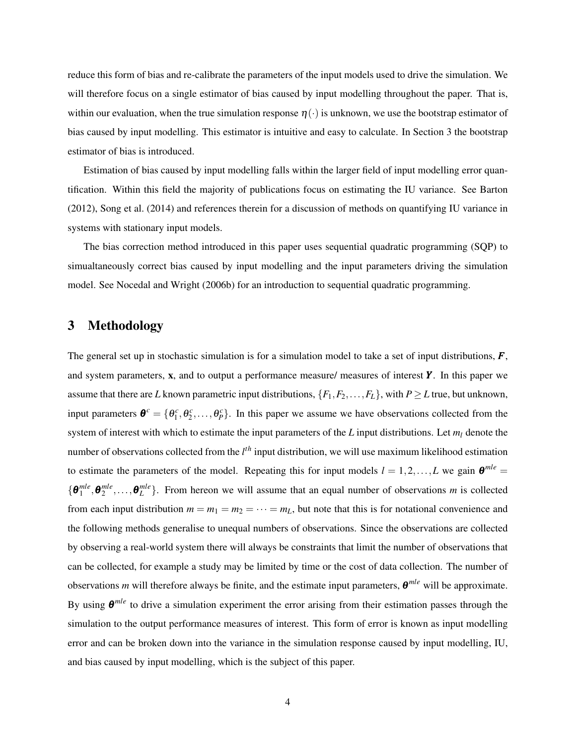reduce this form of bias and re-calibrate the parameters of the input models used to drive the simulation. We will therefore focus on a single estimator of bias caused by input modelling throughout the paper. That is, within our evaluation, when the true simulation response $\eta(\cdot)$ is unknown, we use the bootstrap estimator of bias caused by input modelling. This estimator is intuitive and easy to calculate. In Section 3 the bootstrap estimator of bias is introduced.

Estimation of bias caused by input modelling falls within the larger field of input modelling error quantification. Within this field the majority of publications focus on estimating the IU variance. See Barton (2012), Song et al. (2014) and references therein for a discussion of methods on quantifying IU variance in systems with stationary input models.

The bias correction method introduced in this paper uses sequential quadratic programming (SQP) to simualtaneously correct bias caused by input modelling and the input parameters driving the simulation model. See Nocedal and Wright (2006b) for an introduction to sequential quadratic programming.

## 3 Methodology

The general set up in stochastic simulation is for a simulation model to take a set of input distributions, $\boldsymbol{F}$, and system parameters, $\mathbf{x}$, and to output a performance measure/ measures of interest $\boldsymbol{Y}$. In this paper we assume that there are $L$ known parametric input distributions, $\{F_1, F_2, \ldots, F_L\}$, with $P \geq L$ true, but unknown, input parameters $\boldsymbol{\theta}^c = \{\theta_1^c, \theta_2^c, \ldots, \theta_P^c\}$. In this paper we assume we have observations collected from the system of interest with which to estimate the input parameters of the $L$ input distributions. Let $m_l$ denote the number of observations collected from the $l^{th}$ input distribution, we will use maximum likelihood estimation to estimate the parameters of the model. Repeating this for input models $l = 1, 2, \ldots, L$ we gain $\boldsymbol{\theta}^{mle} = \{\boldsymbol{\theta}_1^{mle}, \boldsymbol{\theta}_2^{mle}, \ldots, \boldsymbol{\theta}_L^{mle}\}$. From hereon we will assume that an equal number of observations $m$ is collected from each input distribution $m = m_1 = m_2 = \cdots = m_L$, but note that this is for notational convenience and the following methods generalise to unequal numbers of observations. Since the observations are collected by observing a real-world system there will always be constraints that limit the number of observations that can be collected, for example a study may be limited by time or the cost of data collection. The number of observations $m$ will therefore always be finite, and the estimate input parameters, $\boldsymbol{\theta}^{mle}$ will be approximate. By using $\boldsymbol{\theta}^{mle}$ to drive a simulation experiment the error arising from their estimation passes through the simulation to the output performance measures of interest. This form of error is known as input modelling error and can be broken down into the variance in the simulation response caused by input modelling, IU, and bias caused by input modelling, which is the subject of this paper.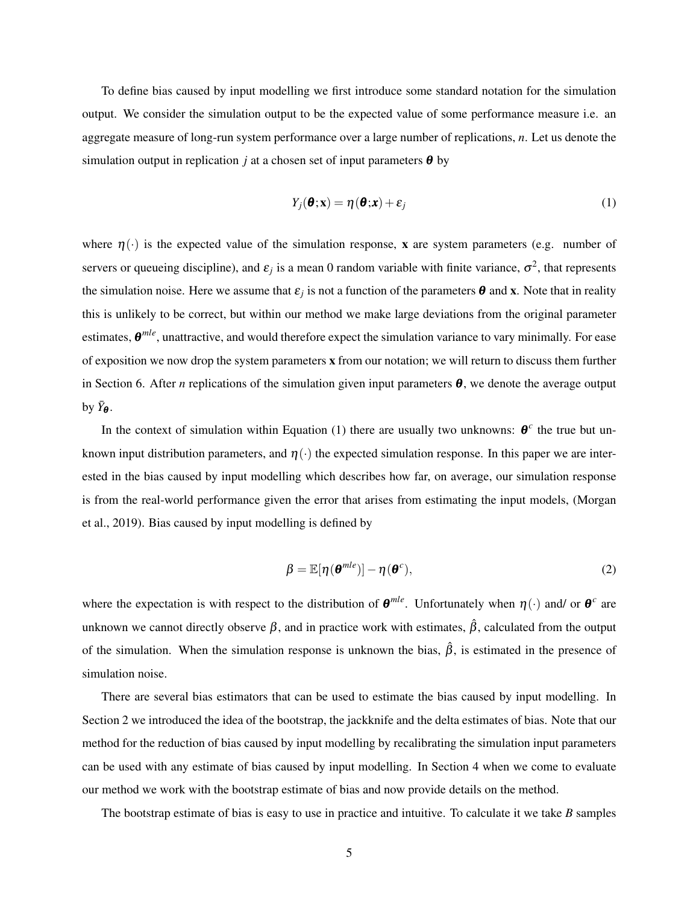To define bias caused by input modelling we first introduce some standard notation for the simulation output. We consider the simulation output to be the expected value of some performance measure i.e. an aggregate measure of long-run system performance over a large number of replications, $n$. Let us denote the simulation output in replication $j$ at a chosen set of input parameters $\boldsymbol{\theta}$ by

$$Y_j(\boldsymbol{\theta};\mathbf{x}) = \eta(\boldsymbol{\theta};\boldsymbol{x}) + \varepsilon_j \tag{1}$$

where $\eta(\cdot)$ is the expected value of the simulation response, $\mathbf{x}$ are system parameters (e.g. number of servers or queueing discipline), and $\varepsilon_j$ is a mean 0 random variable with finite variance, $\sigma^2$, that represents the simulation noise. Here we assume that $\varepsilon_j$ is not a function of the parameters $\boldsymbol{\theta}$ and $\mathbf{x}$. Note that in reality this is unlikely to be correct, but within our method we make large deviations from the original parameter estimates, $\boldsymbol{\theta}^{mle}$, unattractive, and would therefore expect the simulation variance to vary minimally. For ease of exposition we now drop the system parameters $\mathbf{x}$ from our notation; we will return to discuss them further in Section 6. After $n$ replications of the simulation given input parameters $\boldsymbol{\theta}$, we denote the average output by $\bar{Y}_{\boldsymbol{\theta}}$.

In the context of simulation within Equation (1) there are usually two unknowns: $\boldsymbol{\theta}^c$ the true but unknown input distribution parameters, and $\eta(\cdot)$ the expected simulation response. In this paper we are interested in the bias caused by input modelling which describes how far, on average, our simulation response is from the real-world performance given the error that arises from estimating the input models, (Morgan et al., 2019). Bias caused by input modelling is defined by

$$\beta = \mathbb{E}[\eta(\boldsymbol{\theta}^{mle})] - \eta(\boldsymbol{\theta}^c), \tag{2}$$

where the expectation is with respect to the distribution of $\boldsymbol{\theta}^{mle}$. Unfortunately when $\eta(\cdot)$ and/ or $\boldsymbol{\theta}^c$ are unknown we cannot directly observe $\beta$, and in practice work with estimates, $\hat{\beta}$, calculated from the output of the simulation. When the simulation response is unknown the bias, $\hat{\beta}$, is estimated in the presence of simulation noise.

There are several bias estimators that can be used to estimate the bias caused by input modelling. In Section 2 we introduced the idea of the bootstrap, the jackknife and the delta estimates of bias. Note that our method for the reduction of bias caused by input modelling by recalibrating the simulation input parameters can be used with any estimate of bias caused by input modelling. In Section 4 when we come to evaluate our method we work with the bootstrap estimate of bias and now provide details on the method.

The bootstrap estimate of bias is easy to use in practice and intuitive. To calculate it we take $B$ samples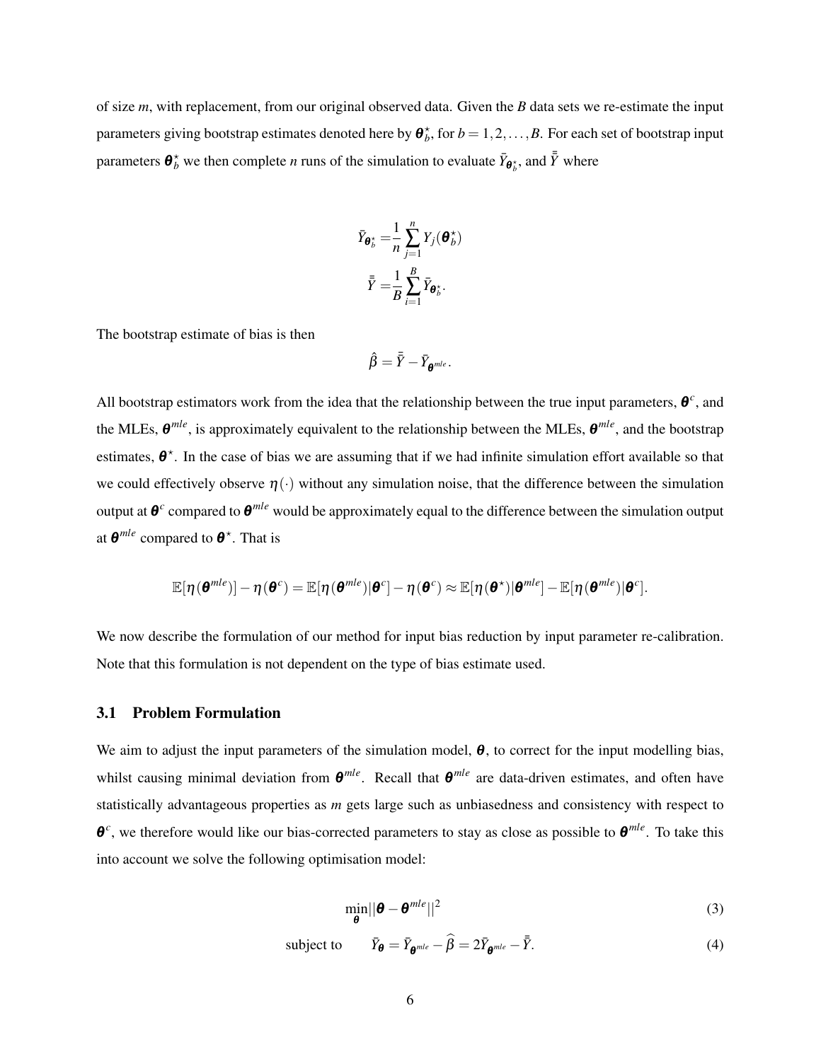of size $m$, with replacement, from our original observed data. Given the $B$ data sets we re-estimate the input parameters giving bootstrap estimates denoted here by $\boldsymbol{\theta}_b^\star$, for $b = 1, 2, \ldots, B$. For each set of bootstrap input parameters $\boldsymbol{\theta}_b^\star$ we then complete $n$ runs of the simulation to evaluate $\bar{Y}_{\boldsymbol{\theta}_b^\star}$, and $\bar{\bar{Y}}$ where

$$
\begin{aligned}
\bar{Y}_{\boldsymbol{\theta}_b^\star} =& \frac{1}{n} \sum_{j=1}^{n} Y_j(\boldsymbol{\theta}_b^\star) \\
\bar{\bar{Y}} =& \frac{1}{B} \sum_{i=1}^{B} \bar{Y}_{\boldsymbol{\theta}_b^\star}.
\end{aligned}
$$

The bootstrap estimate of bias is then

$$
\hat{\beta} = \bar{\bar{Y}} - \bar{Y}_{\boldsymbol{\theta}^{mle}}.
$$

All bootstrap estimators work from the idea that the relationship between the true input parameters, $\boldsymbol{\theta}^c$, and the MLEs, $\boldsymbol{\theta}^{mle}$, is approximately equivalent to the relationship between the MLEs, $\boldsymbol{\theta}^{mle}$, and the bootstrap estimates, $\boldsymbol{\theta}^\star$. In the case of bias we are assuming that if we had infinite simulation effort available so that we could effectively observe $\eta(\cdot)$ without any simulation noise, that the difference between the simulation output at $\boldsymbol{\theta}^c$ compared to $\boldsymbol{\theta}^{mle}$ would be approximately equal to the difference between the simulation output at $\boldsymbol{\theta}^{mle}$ compared to $\boldsymbol{\theta}^\star$. That is

$$
\mathbb{E}[\eta(\boldsymbol{\theta}^{mle})] - \eta(\boldsymbol{\theta}^c) = \mathbb{E}[\eta(\boldsymbol{\theta}^{mle})|\boldsymbol{\theta}^c] - \eta(\boldsymbol{\theta}^c) \approx \mathbb{E}[\eta(\boldsymbol{\theta}^\star)|\boldsymbol{\theta}^{mle}] - \mathbb{E}[\eta(\boldsymbol{\theta}^{mle})|\boldsymbol{\theta}^c].
$$

We now describe the formulation of our method for input bias reduction by input parameter re-calibration. Note that this formulation is not dependent on the type of bias estimate used.

### 3.1 Problem Formulation

We aim to adjust the input parameters of the simulation model, $\boldsymbol{\theta}$, to correct for the input modelling bias, whilst causing minimal deviation from $\boldsymbol{\theta}^{mle}$. Recall that $\boldsymbol{\theta}^{mle}$ are data-driven estimates, and often have statistically advantageous properties as $m$ gets large such as unbiasedness and consistency with respect to $\boldsymbol{\theta}^c$, we therefore would like our bias-corrected parameters to stay as close as possible to $\boldsymbol{\theta}^{mle}$. To take this into account we solve the following optimisation model:

$$
\min_{\boldsymbol{\theta}} ||\boldsymbol{\theta} - \boldsymbol{\theta}^{mle}||^2 \tag{3}
$$

$$
\text{subject to} \qquad \bar{Y}_{\boldsymbol{\theta}} = \bar{Y}_{\boldsymbol{\theta}^{mle}} - \widehat{\beta} = 2\bar{Y}_{\boldsymbol{\theta}^{mle}} - \bar{\bar{Y}}. \tag{4}
$$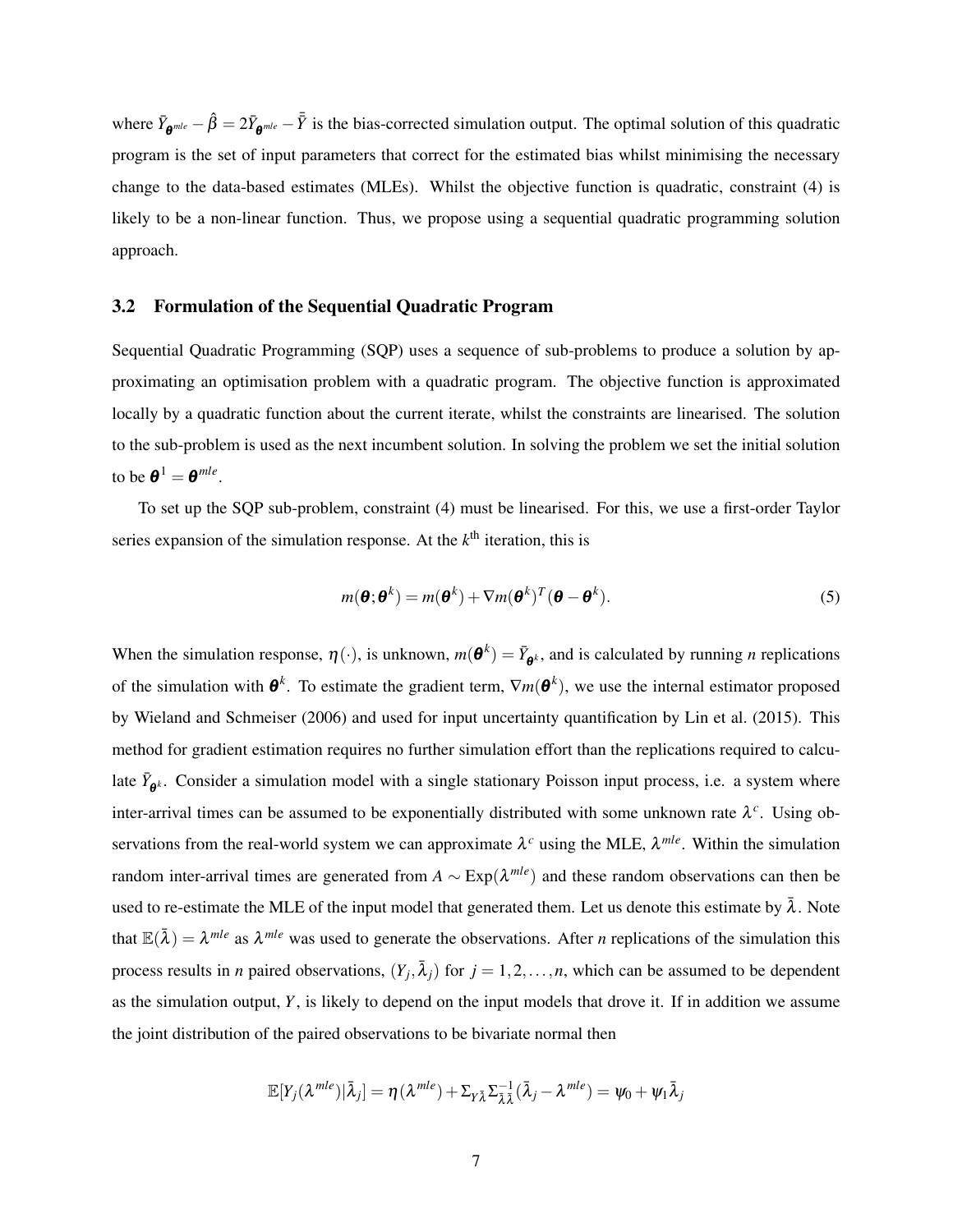where $\bar{Y}_{\boldsymbol{\theta}^{mle}} - \hat{\beta} = 2\bar{Y}_{\boldsymbol{\theta}^{mle}} - \bar{\bar{Y}}$ is the bias-corrected simulation output. The optimal solution of this quadratic program is the set of input parameters that correct for the estimated bias whilst minimising the necessary change to the data-based estimates (MLEs). Whilst the objective function is quadratic, constraint (4) is likely to be a non-linear function. Thus, we propose using a sequential quadratic programming solution approach.

### 3.2 Formulation of the Sequential Quadratic Program

Sequential Quadratic Programming (SQP) uses a sequence of sub-problems to produce a solution by approximating an optimisation problem with a quadratic program. The objective function is approximated locally by a quadratic function about the current iterate, whilst the constraints are linearised. The solution to the sub-problem is used as the next incumbent solution. In solving the problem we set the initial solution to be $\boldsymbol{\theta}^1 = \boldsymbol{\theta}^{mle}$.

To set up the SQP sub-problem, constraint (4) must be linearised. For this, we use a first-order Taylor series expansion of the simulation response. At the $k^{\text{th}}$ iteration, this is

$$m(\boldsymbol{\theta};\boldsymbol{\theta}^k) = m(\boldsymbol{\theta}^k) + \nabla m(\boldsymbol{\theta}^k)^T(\boldsymbol{\theta} - \boldsymbol{\theta}^k). \tag{5}$$

When the simulation response, $\eta(\cdot)$, is unknown, $m(\boldsymbol{\theta}^k) = \bar{Y}_{\boldsymbol{\theta}^k}$, and is calculated by running $n$ replications of the simulation with $\boldsymbol{\theta}^k$. To estimate the gradient term, $\nabla m(\boldsymbol{\theta}^k)$, we use the internal estimator proposed by Wieland and Schmeiser (2006) and used for input uncertainty quantification by Lin et al. (2015). This method for gradient estimation requires no further simulation effort than the replications required to calculate $\bar{Y}_{\boldsymbol{\theta}^k}$. Consider a simulation model with a single stationary Poisson input process, i.e. a system where inter-arrival times can be assumed to be exponentially distributed with some unknown rate $\lambda^c$. Using observations from the real-world system we can approximate $\lambda^c$ using the MLE, $\lambda^{mle}$. Within the simulation random inter-arrival times are generated from $A \sim \text{Exp}(\lambda^{mle})$ and these random observations can then be used to re-estimate the MLE of the input model that generated them. Let us denote this estimate by $\bar{\lambda}$. Note that $\mathbb{E}(\bar{\lambda}) = \lambda^{mle}$ as $\lambda^{mle}$ was used to generate the observations. After $n$ replications of the simulation this process results in $n$ paired observations, $(Y_j, \bar{\lambda}_j)$ for $j = 1, 2, \ldots, n$, which can be assumed to be dependent as the simulation output, $Y$, is likely to depend on the input models that drove it. If in addition we assume the joint distribution of the paired observations to be bivariate normal then

$$\mathbb{E}[Y_j(\lambda^{mle})|\bar{\lambda}_j] = \eta(\lambda^{mle}) + \Sigma_{Y\bar{\lambda}}\Sigma_{\bar{\lambda}\bar{\lambda}}^{-1}(\bar{\lambda}_j - \lambda^{mle}) = \psi_0 + \psi_1\bar{\lambda}_j$$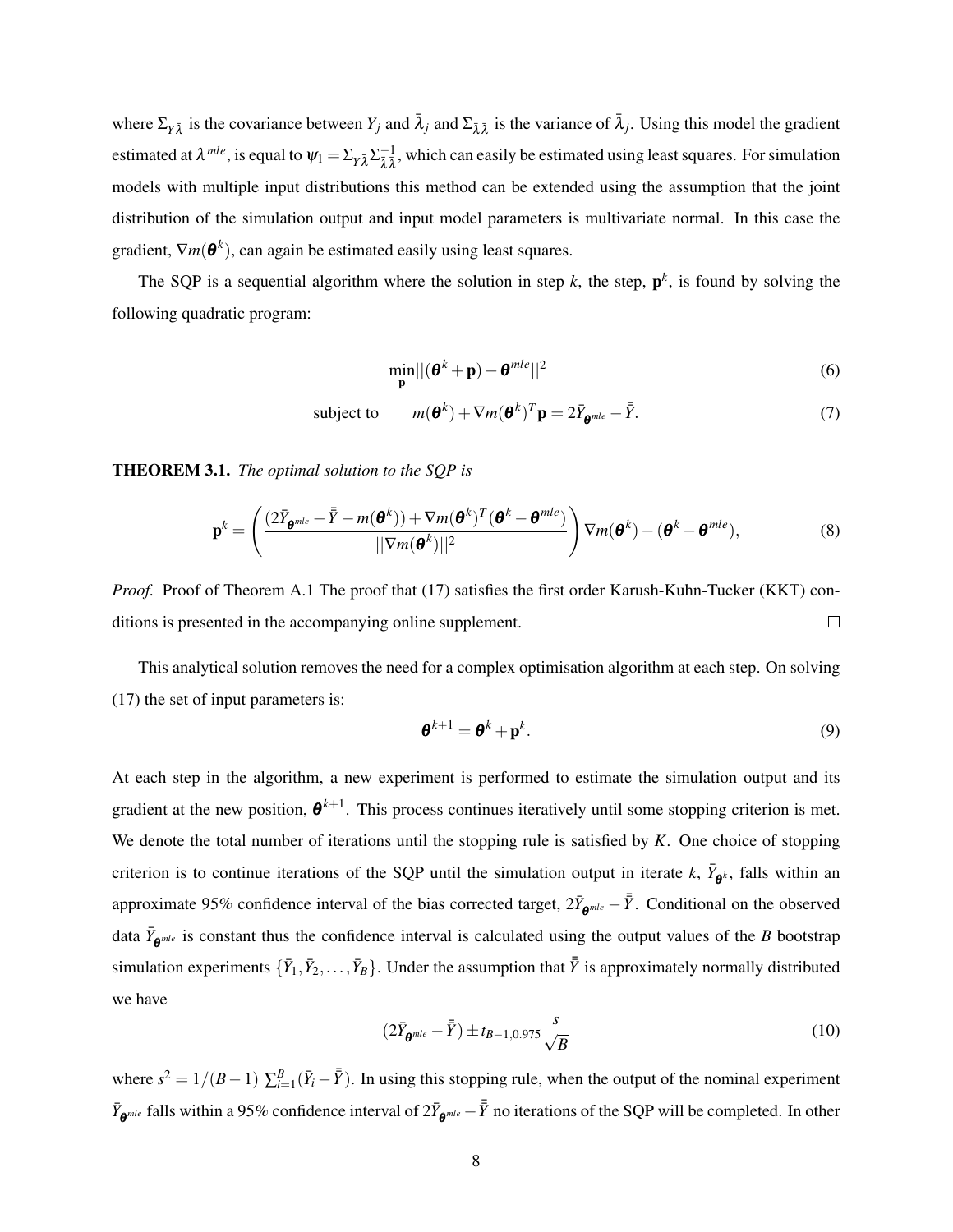where $\Sigma_{Y\bar{\lambda}}$ is the covariance between $Y_j$ and $\bar{\lambda}_j$ and $\Sigma_{\bar{\lambda}\bar{\lambda}}$ is the variance of $\bar{\lambda}_j$. Using this model the gradient estimated at $\lambda^{mle}$, is equal to $\psi_1 = \Sigma_{Y\bar{\lambda}}\Sigma^{-1}_{\bar{\lambda}\bar{\lambda}}$, which can easily be estimated using least squares. For simulation models with multiple input distributions this method can be extended using the assumption that the joint distribution of the simulation output and input model parameters is multivariate normal. In this case the gradient, $\nabla m(\boldsymbol{\theta}^k)$, can again be estimated easily using least squares.

The SQP is a sequential algorithm where the solution in step $k$, the step, $\mathbf{p}^k$, is found by solving the following quadratic program:

$$\min_{\mathbf{p}} ||(\boldsymbol{\theta}^k + \mathbf{p}) - \boldsymbol{\theta}^{mle}||^2 \tag{6}$$

$$\text{subject to} \qquad m(\boldsymbol{\theta}^k) + \nabla m(\boldsymbol{\theta}^k)^T \mathbf{p} = 2\bar{Y}_{\boldsymbol{\theta}^{mle}} - \bar{\bar{Y}}. \tag{7}$$

**THEOREM 3.1.** *The optimal solution to the SQP is*

$$\mathbf{p}^k = \left( \frac{(2\bar{Y}_{\boldsymbol{\theta}^{mle}} - \bar{\bar{Y}} - m(\boldsymbol{\theta}^k)) + \nabla m(\boldsymbol{\theta}^k)^T(\boldsymbol{\theta}^k - \boldsymbol{\theta}^{mle})}{||\nabla m(\boldsymbol{\theta}^k)||^2} \right) \nabla m(\boldsymbol{\theta}^k) - (\boldsymbol{\theta}^k - \boldsymbol{\theta}^{mle}), \tag{8}$$

*Proof.* Proof of Theorem A.1 The proof that (17) satisfies the first order Karush-Kuhn-Tucker (KKT) conditions is presented in the accompanying online supplement. □

This analytical solution removes the need for a complex optimisation algorithm at each step. On solving (17) the set of input parameters is:

$$\boldsymbol{\theta}^{k+1} = \boldsymbol{\theta}^k + \mathbf{p}^k. \tag{9}$$

At each step in the algorithm, a new experiment is performed to estimate the simulation output and its gradient at the new position, $\boldsymbol{\theta}^{k+1}$. This process continues iteratively until some stopping criterion is met. We denote the total number of iterations until the stopping rule is satisfied by $K$. One choice of stopping criterion is to continue iterations of the SQP until the simulation output in iterate $k$, $\bar{Y}_{\boldsymbol{\theta}^k}$, falls within an approximate 95% confidence interval of the bias corrected target, $2\bar{Y}_{\boldsymbol{\theta}^{mle}} - \bar{\bar{Y}}$. Conditional on the observed data $\bar{Y}_{\boldsymbol{\theta}^{mle}}$ is constant thus the confidence interval is calculated using the output values of the $B$ bootstrap simulation experiments $\{\bar{Y}_1, \bar{Y}_2, \ldots, \bar{Y}_B\}$. Under the assumption that $\bar{\bar{Y}}$ is approximately normally distributed we have

$$(2\bar{Y}_{\boldsymbol{\theta}^{mle}} - \bar{\bar{Y}}) \pm t_{B-1,0.975} \frac{s}{\sqrt{B}} \tag{10}$$

where $s^2 = 1/(B-1)\sum_{i=1}^{B}(\bar{Y}_i - \bar{\bar{Y}})$. In using this stopping rule, when the output of the nominal experiment $\bar{Y}_{\boldsymbol{\theta}^{mle}}$ falls within a 95% confidence interval of $2\bar{Y}_{\boldsymbol{\theta}^{mle}} - \bar{\bar{Y}}$ no iterations of the SQP will be completed. In other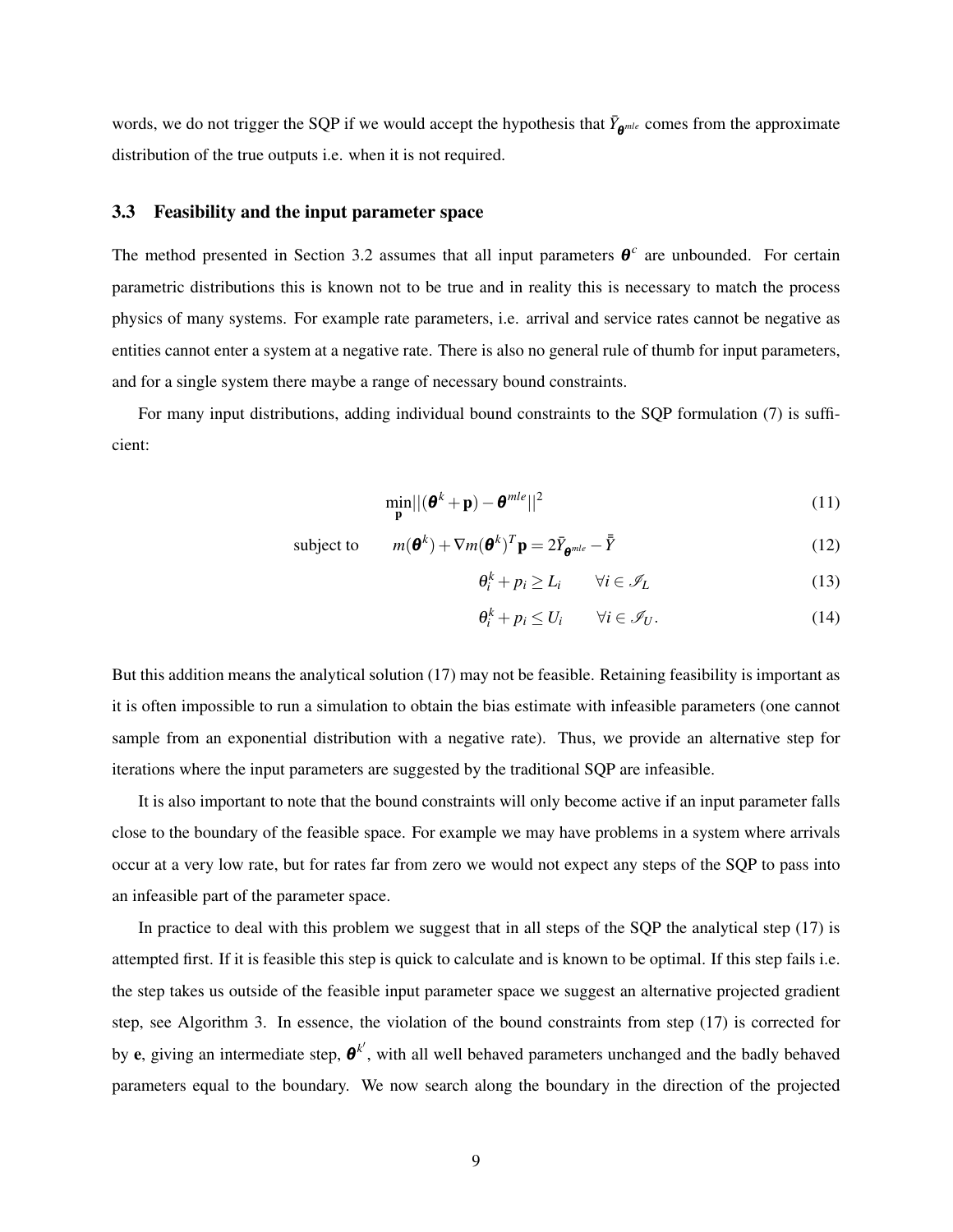words, we do not trigger the SQP if we would accept the hypothesis that $\bar{Y}_{\boldsymbol{\theta}^{mle}}$ comes from the approximate distribution of the true outputs i.e. when it is not required.

### 3.3 Feasibility and the input parameter space

The method presented in Section 3.2 assumes that all input parameters $\boldsymbol{\theta}^c$ are unbounded. For certain parametric distributions this is known not to be true and in reality this is necessary to match the process physics of many systems. For example rate parameters, i.e. arrival and service rates cannot be negative as entities cannot enter a system at a negative rate. There is also no general rule of thumb for input parameters, and for a single system there maybe a range of necessary bound constraints.

For many input distributions, adding individual bound constraints to the SQP formulation (7) is sufficient:

$$\min_{\mathbf{p}} ||(\boldsymbol{\theta}^k + \mathbf{p}) - \boldsymbol{\theta}^{mle}||^2 \tag{11}$$

$$\text{subject to} \qquad m(\boldsymbol{\theta}^k) + \nabla m(\boldsymbol{\theta}^k)^T \mathbf{p} = 2\bar{Y}_{\boldsymbol{\theta}^{mle}} - \bar{\bar{Y}} \tag{12}$$

$$\theta_i^k + p_i \geq L_i \qquad \forall i \in \mathscr{I}_L \tag{13}$$

$$\theta_i^k + p_i \leq U_i \qquad \forall i \in \mathscr{I}_U. \tag{14}$$

But this addition means the analytical solution (17) may not be feasible. Retaining feasibility is important as it is often impossible to run a simulation to obtain the bias estimate with infeasible parameters (one cannot sample from an exponential distribution with a negative rate). Thus, we provide an alternative step for iterations where the input parameters are suggested by the traditional SQP are infeasible.

It is also important to note that the bound constraints will only become active if an input parameter falls close to the boundary of the feasible space. For example we may have problems in a system where arrivals occur at a very low rate, but for rates far from zero we would not expect any steps of the SQP to pass into an infeasible part of the parameter space.

In practice to deal with this problem we suggest that in all steps of the SQP the analytical step (17) is attempted first. If it is feasible this step is quick to calculate and is known to be optimal. If this step fails i.e. the step takes us outside of the feasible input parameter space we suggest an alternative projected gradient step, see Algorithm 3. In essence, the violation of the bound constraints from step (17) is corrected for by $\mathbf{e}$, giving an intermediate step, $\boldsymbol{\theta}^{k'}$, with all well behaved parameters unchanged and the badly behaved parameters equal to the boundary. We now search along the boundary in the direction of the projected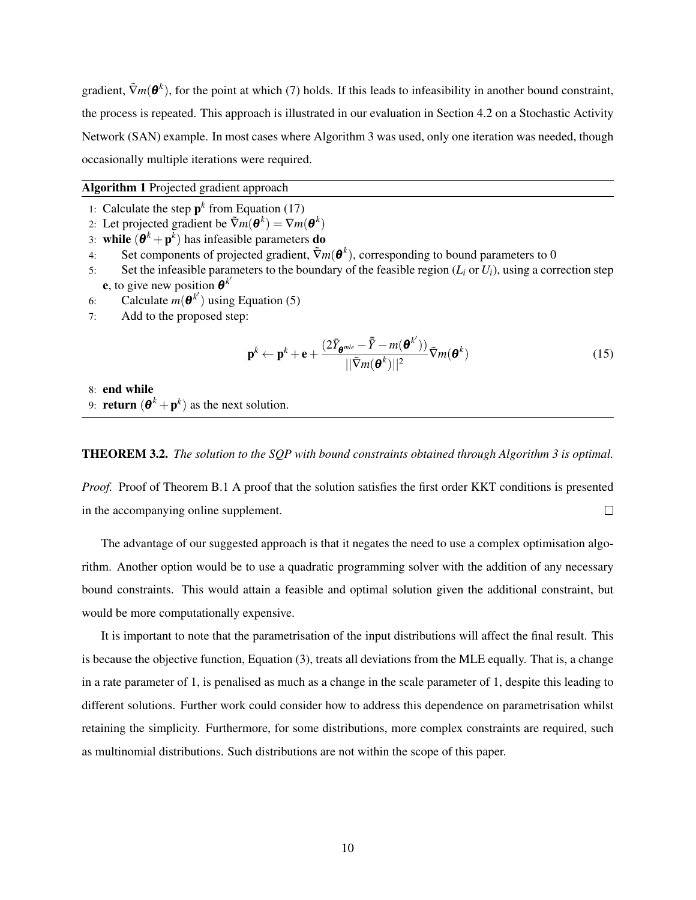gradient, $\tilde{\nabla} m(\boldsymbol{\theta}^k)$, for the point at which (7) holds. If this leads to infeasibility in another bound constraint, the process is repeated. This approach is illustrated in our evaluation in Section 4.2 on a Stochastic Activity Network (SAN) example. In most cases where Algorithm 3 was used, only one iteration was needed, though occasionally multiple iterations were required.

---

**Algorithm 1** Projected gradient approach

---

1: Calculate the step $\mathbf{p}^k$ from Equation (17)
2: Let projected gradient be $\tilde{\nabla} m(\boldsymbol{\theta}^k) = \nabla m(\boldsymbol{\theta}^k)$
3: **while** $(\boldsymbol{\theta}^k + \mathbf{p}^k)$ has infeasible parameters **do**
4: Set components of projected gradient, $\tilde{\nabla} m(\boldsymbol{\theta}^k)$, corresponding to bound parameters to 0
5: Set the infeasible parameters to the boundary of the feasible region ($L_i$ or $U_i$), using a correction step $\mathbf{e}$, to give new position $\boldsymbol{\theta}^{k'}$
6: Calculate $m(\boldsymbol{\theta}^{k'})$ using Equation (5)
7: Add to the proposed step:

$$\mathbf{p}^k \leftarrow \mathbf{p}^k + \mathbf{e} + \frac{(2\bar{Y}_{\boldsymbol{\theta}^{mle}} - \bar{\bar{Y}} - m(\boldsymbol{\theta}^{k'}))}{||\tilde{\nabla} m(\boldsymbol{\theta}^k)||^2} \tilde{\nabla} m(\boldsymbol{\theta}^k) \tag{15}$$

8: **end while**
9: **return** $(\boldsymbol{\theta}^k + \mathbf{p}^k)$ as the next solution.

---

**THEOREM 3.2.** *The solution to the SQP with bound constraints obtained through Algorithm 3 is optimal.*

*Proof.* Proof of Theorem B.1 A proof that the solution satisfies the first order KKT conditions is presented in the accompanying online supplement. □

The advantage of our suggested approach is that it negates the need to use a complex optimisation algorithm. Another option would be to use a quadratic programming solver with the addition of any necessary bound constraints. This would attain a feasible and optimal solution given the additional constraint, but would be more computationally expensive.

It is important to note that the parametrisation of the input distributions will affect the final result. This is because the objective function, Equation (3), treats all deviations from the MLE equally. That is, a change in a rate parameter of 1, is penalised as much as a change in the scale parameter of 1, despite this leading to different solutions. Further work could consider how to address this dependence on parametrisation whilst retaining the simplicity. Furthermore, for some distributions, more complex constraints are required, such as multinomial distributions. Such distributions are not within the scope of this paper.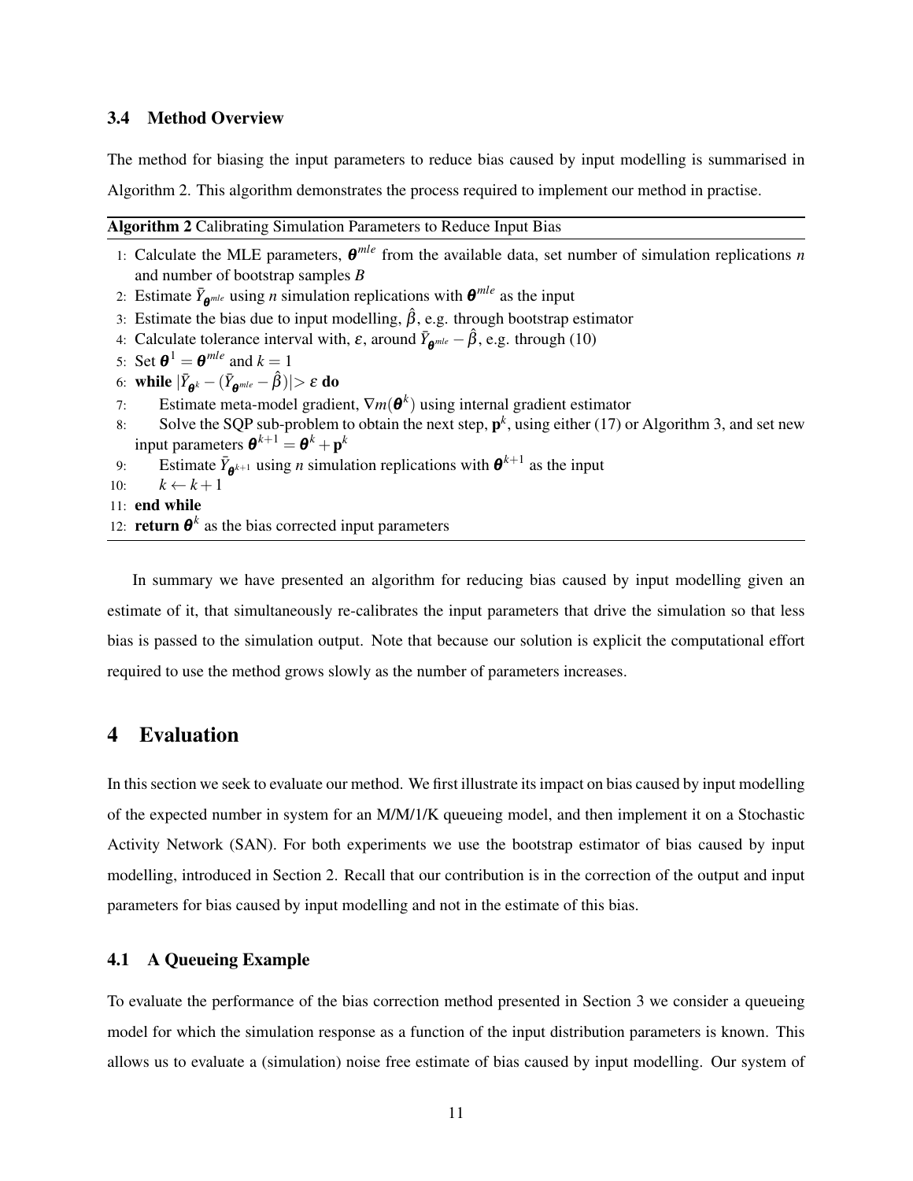### 3.4 Method Overview

The method for biasing the input parameters to reduce bias caused by input modelling is summarised in Algorithm 2. This algorithm demonstrates the process required to implement our method in practise.

**Algorithm 2** Calibrating Simulation Parameters to Reduce Input Bias

1: Calculate the MLE parameters, $\boldsymbol{\theta}^{mle}$ from the available data, set number of simulation replications $n$ and number of bootstrap samples $B$
2: Estimate $\bar{Y}_{\boldsymbol{\theta}^{mle}}$ using $n$ simulation replications with $\boldsymbol{\theta}^{mle}$ as the input
3: Estimate the bias due to input modelling, $\hat{\beta}$, e.g. through bootstrap estimator
4: Calculate tolerance interval with, $\varepsilon$, around $\bar{Y}_{\boldsymbol{\theta}^{mle}} - \hat{\beta}$, e.g. through (10)
5: Set $\boldsymbol{\theta}^1 = \boldsymbol{\theta}^{mle}$ and $k = 1$
6: **while** $|\bar{Y}_{\boldsymbol{\theta}^k} - (\bar{Y}_{\boldsymbol{\theta}^{mle}} - \hat{\beta})| > \varepsilon$ **do**
7: Estimate meta-model gradient, $\nabla m(\boldsymbol{\theta}^k)$ using internal gradient estimator
8: Solve the SQP sub-problem to obtain the next step, $\mathbf{p}^k$, using either (17) or Algorithm 3, and set new input parameters $\boldsymbol{\theta}^{k+1} = \boldsymbol{\theta}^k + \mathbf{p}^k$
9: Estimate $\bar{Y}_{\boldsymbol{\theta}^{k+1}}$ using $n$ simulation replications with $\boldsymbol{\theta}^{k+1}$ as the input
10: $k \leftarrow k+1$
11: **end while**
12: **return** $\boldsymbol{\theta}^k$ as the bias corrected input parameters

In summary we have presented an algorithm for reducing bias caused by input modelling given an estimate of it, that simultaneously re-calibrates the input parameters that drive the simulation so that less bias is passed to the simulation output. Note that because our solution is explicit the computational effort required to use the method grows slowly as the number of parameters increases.

## 4 Evaluation

In this section we seek to evaluate our method. We first illustrate its impact on bias caused by input modelling of the expected number in system for an M/M/1/K queueing model, and then implement it on a Stochastic Activity Network (SAN). For both experiments we use the bootstrap estimator of bias caused by input modelling, introduced in Section 2. Recall that our contribution is in the correction of the output and input parameters for bias caused by input modelling and not in the estimate of this bias.

### 4.1 A Queueing Example

To evaluate the performance of the bias correction method presented in Section 3 we consider a queueing model for which the simulation response as a function of the input distribution parameters is known. This allows us to evaluate a (simulation) noise free estimate of bias caused by input modelling. Our system of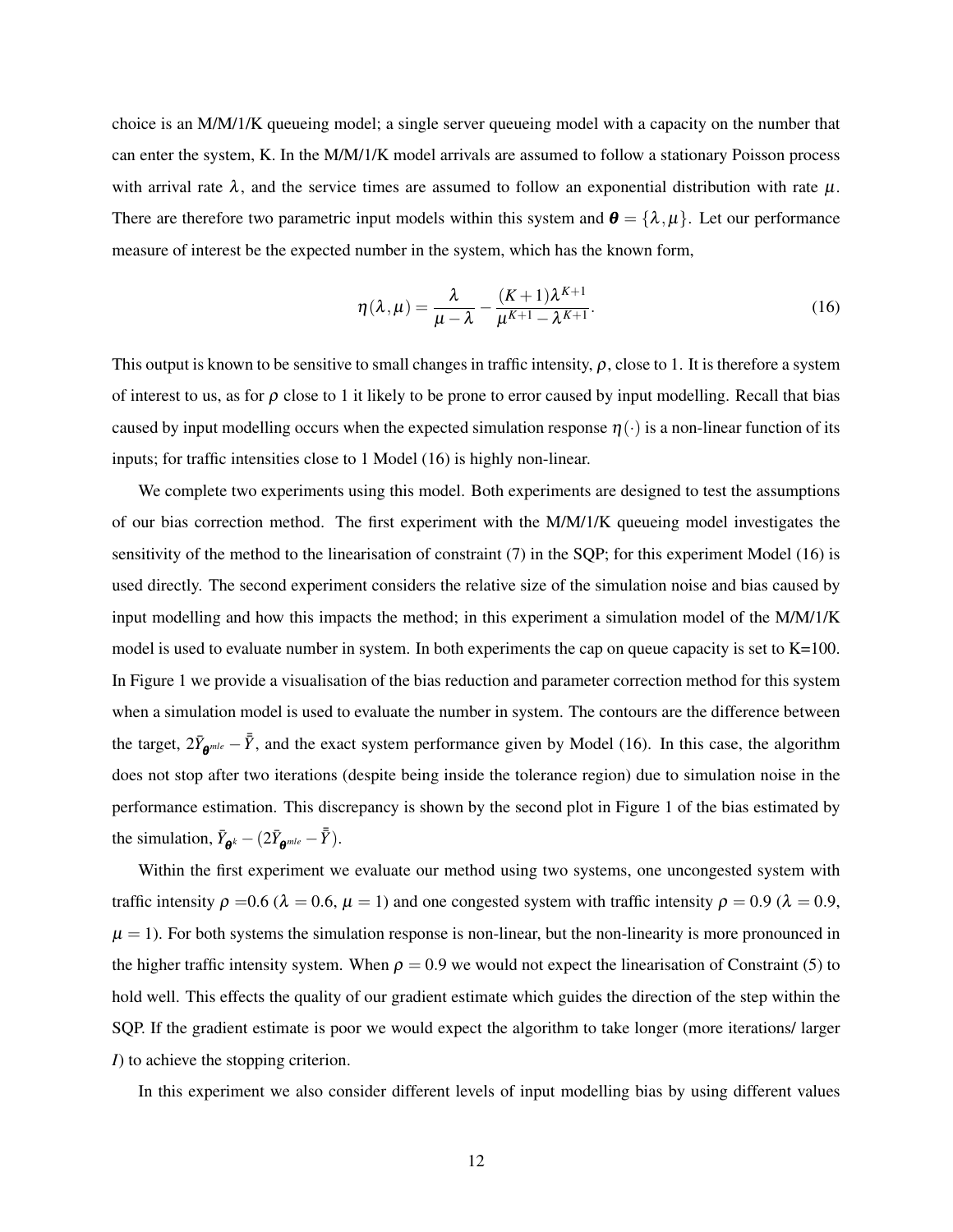choice is an M/M/1/K queueing model; a single server queueing model with a capacity on the number that can enter the system, K. In the M/M/1/K model arrivals are assumed to follow a stationary Poisson process with arrival rate $\lambda$, and the service times are assumed to follow an exponential distribution with rate $\mu$. There are therefore two parametric input models within this system and $\boldsymbol{\theta} = \{\lambda, \mu\}$. Let our performance measure of interest be the expected number in the system, which has the known form,

$$\eta(\lambda, \mu) = \frac{\lambda}{\mu - \lambda} - \frac{(K+1)\lambda^{K+1}}{\mu^{K+1} - \lambda^{K+1}}. \tag{16}$$

This output is known to be sensitive to small changes in traffic intensity, $\rho$, close to 1. It is therefore a system of interest to us, as for $\rho$ close to 1 it likely to be prone to error caused by input modelling. Recall that bias caused by input modelling occurs when the expected simulation response $\eta(\cdot)$ is a non-linear function of its inputs; for traffic intensities close to 1 Model (16) is highly non-linear.

We complete two experiments using this model. Both experiments are designed to test the assumptions of our bias correction method. The first experiment with the M/M/1/K queueing model investigates the sensitivity of the method to the linearisation of constraint (7) in the SQP; for this experiment Model (16) is used directly. The second experiment considers the relative size of the simulation noise and bias caused by input modelling and how this impacts the method; in this experiment a simulation model of the M/M/1/K model is used to evaluate number in system. In both experiments the cap on queue capacity is set to K=100. In Figure 1 we provide a visualisation of the bias reduction and parameter correction method for this system when a simulation model is used to evaluate the number in system. The contours are the difference between the target, $2\bar{Y}_{\boldsymbol{\theta}^{mle}} - \bar{\bar{Y}}$, and the exact system performance given by Model (16). In this case, the algorithm does not stop after two iterations (despite being inside the tolerance region) due to simulation noise in the performance estimation. This discrepancy is shown by the second plot in Figure 1 of the bias estimated by the simulation, $\bar{Y}_{\boldsymbol{\theta}^k} - (2\bar{Y}_{\boldsymbol{\theta}^{mle}} - \bar{\bar{Y}})$.

Within the first experiment we evaluate our method using two systems, one uncongested system with traffic intensity $\rho$ =0.6 ($\lambda = 0.6$, $\mu = 1$) and one congested system with traffic intensity $\rho = 0.9$ ($\lambda = 0.9$, $\mu = 1$). For both systems the simulation response is non-linear, but the non-linearity is more pronounced in the higher traffic intensity system. When $\rho = 0.9$ we would not expect the linearisation of Constraint (5) to hold well. This effects the quality of our gradient estimate which guides the direction of the step within the SQP. If the gradient estimate is poor we would expect the algorithm to take longer (more iterations/ larger $I$) to achieve the stopping criterion.

In this experiment we also consider different levels of input modelling bias by using different values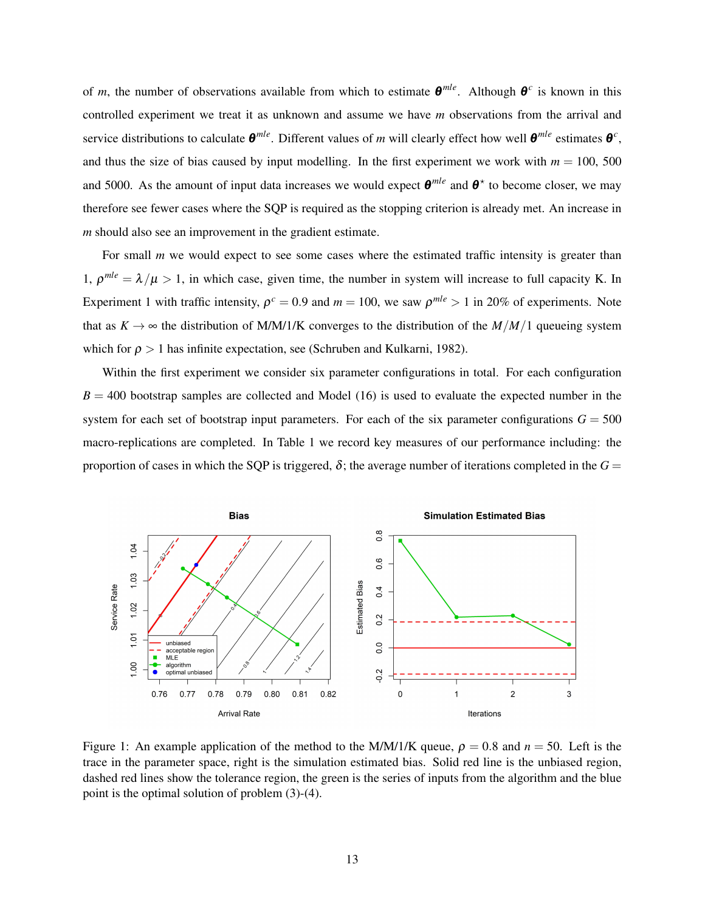of $m$, the number of observations available from which to estimate $\boldsymbol{\theta}^{mle}$. Although $\boldsymbol{\theta}^{c}$ is known in this controlled experiment we treat it as unknown and assume we have $m$ observations from the arrival and service distributions to calculate $\boldsymbol{\theta}^{mle}$. Different values of $m$ will clearly effect how well $\boldsymbol{\theta}^{mle}$ estimates $\boldsymbol{\theta}^{c}$, and thus the size of bias caused by input modelling. In the first experiment we work with $m = 100$, 500 and 5000. As the amount of input data increases we would expect $\boldsymbol{\theta}^{mle}$ and $\boldsymbol{\theta}^{\star}$ to become closer, we may therefore see fewer cases where the SQP is required as the stopping criterion is already met. An increase in $m$ should also see an improvement in the gradient estimate.

For small $m$ we would expect to see some cases where the estimated traffic intensity is greater than 1, $\rho^{mle} = \lambda/\mu > 1$, in which case, given time, the number in system will increase to full capacity K. In Experiment 1 with traffic intensity, $\rho^{c} = 0.9$ and $m = 100$, we saw $\rho^{mle} > 1$ in 20% of experiments. Note that as $K \to \infty$ the distribution of M/M/1/K converges to the distribution of the $M/M/1$ queueing system which for $\rho > 1$ has infinite expectation, see (Schruben and Kulkarni, 1982).

Within the first experiment we consider six parameter configurations in total. For each configuration $B = 400$ bootstrap samples are collected and Model (16) is used to evaluate the expected number in the system for each set of bootstrap input parameters. For each of the six parameter configurations $G = 500$ macro-replications are completed. In Table 1 we record key measures of our performance including: the proportion of cases in which the SQP is triggered, $\delta$; the average number of iterations completed in the $G =$

Figure 1: An example application of the method to the M/M/1/K queue, $\rho = 0.8$ and $n = 50$. Left is the trace in the parameter space, right is the simulation estimated bias. Solid red line is the unbiased region, dashed red lines show the tolerance region, the green is the series of inputs from the algorithm and the blue point is the optimal solution of problem (3)-(4).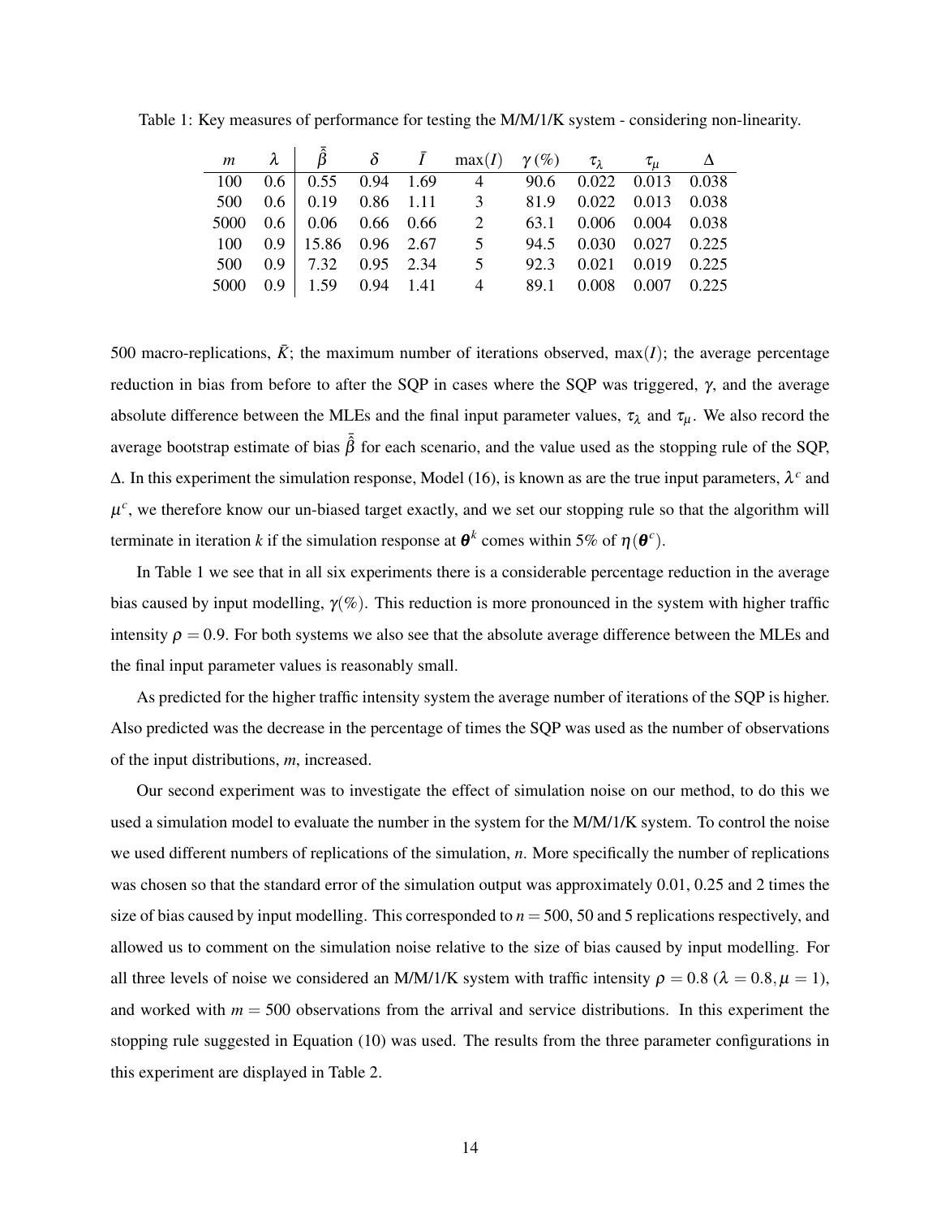Table 1: Key measures of performance for testing the M/M/1/K system - considering non-linearity.

| $m$ | $\lambda$ | $\bar{\hat{\beta}}$ | $\delta$ | $\bar{I}$ | $\max(I)$ | $\gamma\,(\%)$ | $\tau_\lambda$ | $\tau_\mu$ | $\Delta$ |
|---|---|---|---|---|---|---|---|---|---|
| 100 | 0.6 | 0.55 | 0.94 | 1.69 | 4 | 90.6 | 0.022 | 0.013 | 0.038 |
| 500 | 0.6 | 0.19 | 0.86 | 1.11 | 3 | 81.9 | 0.022 | 0.013 | 0.038 |
| 5000 | 0.6 | 0.06 | 0.66 | 0.66 | 2 | 63.1 | 0.006 | 0.004 | 0.038 |
| 100 | 0.9 | 15.86 | 0.96 | 2.67 | 5 | 94.5 | 0.030 | 0.027 | 0.225 |
| 500 | 0.9 | 7.32 | 0.95 | 2.34 | 5 | 92.3 | 0.021 | 0.019 | 0.225 |
| 5000 | 0.9 | 1.59 | 0.94 | 1.41 | 4 | 89.1 | 0.008 | 0.007 | 0.225 |

500 macro-replications, $\bar{K}$; the maximum number of iterations observed, $\max(I)$; the average percentage reduction in bias from before to after the SQP in cases where the SQP was triggered, $\gamma$, and the average absolute difference between the MLEs and the final input parameter values, $\tau_\lambda$ and $\tau_\mu$. We also record the average bootstrap estimate of bias $\bar{\hat{\beta}}$ for each scenario, and the value used as the stopping rule of the SQP, $\Delta$. In this experiment the simulation response, Model (16), is known as are the true input parameters, $\lambda^c$ and $\mu^c$, we therefore know our un-biased target exactly, and we set our stopping rule so that the algorithm will terminate in iteration $k$ if the simulation response at $\boldsymbol{\theta}^k$ comes within 5% of $\eta(\boldsymbol{\theta}^c)$.

In Table 1 we see that in all six experiments there is a considerable percentage reduction in the average bias caused by input modelling, $\gamma(\%)$. This reduction is more pronounced in the system with higher traffic intensity $\rho = 0.9$. For both systems we also see that the absolute average difference between the MLEs and the final input parameter values is reasonably small.

As predicted for the higher traffic intensity system the average number of iterations of the SQP is higher. Also predicted was the decrease in the percentage of times the SQP was used as the number of observations of the input distributions, $m$, increased.

Our second experiment was to investigate the effect of simulation noise on our method, to do this we used a simulation model to evaluate the number in the system for the M/M/1/K system. To control the noise we used different numbers of replications of the simulation, $n$. More specifically the number of replications was chosen so that the standard error of the simulation output was approximately 0.01, 0.25 and 2 times the size of bias caused by input modelling. This corresponded to $n = 500$, 50 and 5 replications respectively, and allowed us to comment on the simulation noise relative to the size of bias caused by input modelling. For all three levels of noise we considered an M/M/1/K system with traffic intensity $\rho = 0.8$ ($\lambda = 0.8, \mu = 1$), and worked with $m = 500$ observations from the arrival and service distributions. In this experiment the stopping rule suggested in Equation (10) was used. The results from the three parameter configurations in this experiment are displayed in Table 2.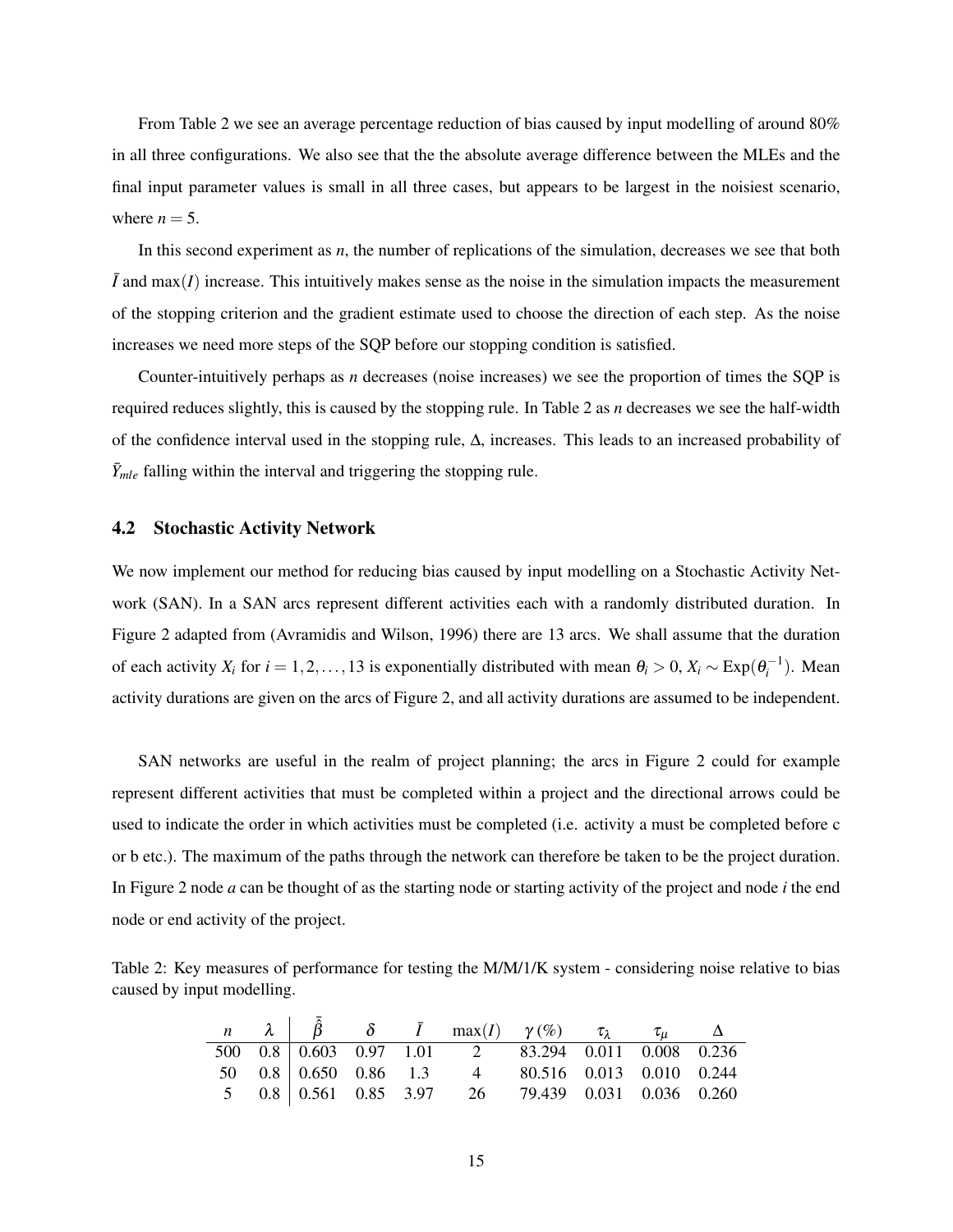From Table 2 we see an average percentage reduction of bias caused by input modelling of around 80% in all three configurations. We also see that the the absolute average difference between the MLEs and the final input parameter values is small in all three cases, but appears to be largest in the noisiest scenario, where $n = 5$.

In this second experiment as $n$, the number of replications of the simulation, decreases we see that both $\bar{I}$ and $\max(I)$ increase. This intuitively makes sense as the noise in the simulation impacts the measurement of the stopping criterion and the gradient estimate used to choose the direction of each step. As the noise increases we need more steps of the SQP before our stopping condition is satisfied.

Counter-intuitively perhaps as $n$ decreases (noise increases) we see the proportion of times the SQP is required reduces slightly, this is caused by the stopping rule. In Table 2 as $n$ decreases we see the half-width of the confidence interval used in the stopping rule, $\Delta$, increases. This leads to an increased probability of $\bar{Y}_{mle}$ falling within the interval and triggering the stopping rule.

## 4.2 Stochastic Activity Network

We now implement our method for reducing bias caused by input modelling on a Stochastic Activity Network (SAN). In a SAN arcs represent different activities each with a randomly distributed duration. In Figure 2 adapted from (Avramidis and Wilson, 1996) there are 13 arcs. We shall assume that the duration of each activity $X_i$ for $i = 1, 2, \ldots, 13$ is exponentially distributed with mean $\theta_i > 0$, $X_i \sim \text{Exp}(\theta_i^{-1})$. Mean activity durations are given on the arcs of Figure 2, and all activity durations are assumed to be independent.

SAN networks are useful in the realm of project planning; the arcs in Figure 2 could for example represent different activities that must be completed within a project and the directional arrows could be used to indicate the order in which activities must be completed (i.e. activity a must be completed before c or b etc.). The maximum of the paths through the network can therefore be taken to be the project duration. In Figure 2 node $a$ can be thought of as the starting node or starting activity of the project and node $i$ the end node or end activity of the project.

Table 2: Key measures of performance for testing the M/M/1/K system - considering noise relative to bias caused by input modelling.

| $n$ | $\lambda$ | $\bar{\hat{\beta}}$ | $\delta$ | $\bar{I}$ | $\max(I)$ | $\gamma\,(\%)$ | $\tau_\lambda$ | $\tau_\mu$ | $\Delta$ |
|---|---|---|---|---|---|---|---|---|---|
| 500 | 0.8 | 0.603 | 0.97 | 1.01 | 2 | 83.294 | 0.011 | 0.008 | 0.236 |
| 50 | 0.8 | 0.650 | 0.86 | 1.3 | 4 | 80.516 | 0.013 | 0.010 | 0.244 |
| 5 | 0.8 | 0.561 | 0.85 | 3.97 | 26 | 79.439 | 0.031 | 0.036 | 0.260 |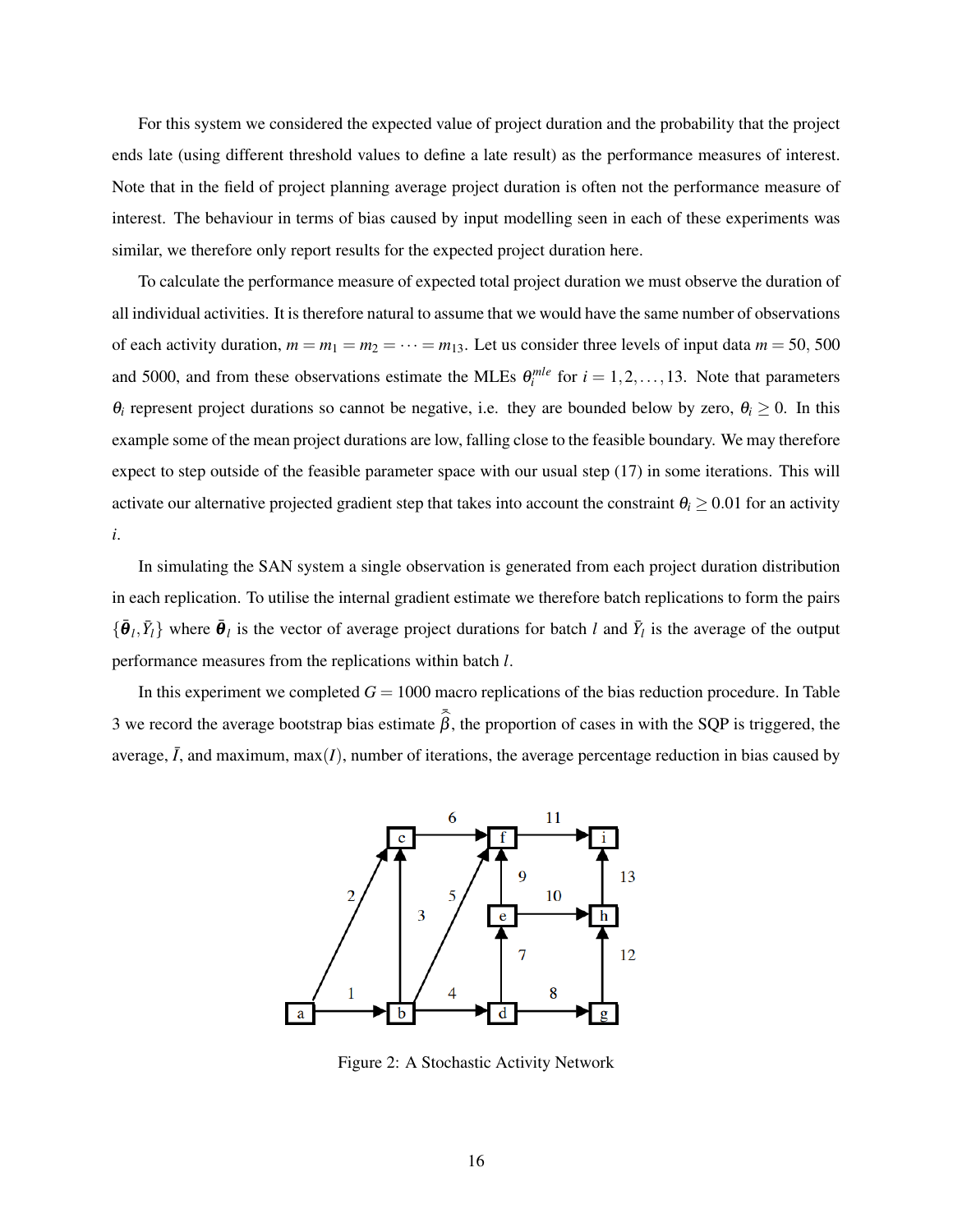For this system we considered the expected value of project duration and the probability that the project ends late (using different threshold values to define a late result) as the performance measures of interest. Note that in the field of project planning average project duration is often not the performance measure of interest. The behaviour in terms of bias caused by input modelling seen in each of these experiments was similar, we therefore only report results for the expected project duration here.

To calculate the performance measure of expected total project duration we must observe the duration of all individual activities. It is therefore natural to assume that we would have the same number of observations of each activity duration, $m = m_1 = m_2 = \cdots = m_{13}$. Let us consider three levels of input data $m = 50$, 500 and 5000, and from these observations estimate the MLEs $\theta_i^{mle}$ for $i = 1, 2, \ldots, 13$. Note that parameters $\theta_i$ represent project durations so cannot be negative, i.e. they are bounded below by zero, $\theta_i \geq 0$. In this example some of the mean project durations are low, falling close to the feasible boundary. We may therefore expect to step outside of the feasible parameter space with our usual step (17) in some iterations. This will activate our alternative projected gradient step that takes into account the constraint $\theta_i \geq 0.01$ for an activity $i$.

In simulating the SAN system a single observation is generated from each project duration distribution in each replication. To utilise the internal gradient estimate we therefore batch replications to form the pairs $\{\bar{\boldsymbol{\theta}}_l, \bar{Y}_l\}$ where $\bar{\boldsymbol{\theta}}_l$ is the vector of average project durations for batch $l$ and $\bar{Y}_l$ is the average of the output performance measures from the replications within batch $l$.

In this experiment we completed $G = 1000$ macro replications of the bias reduction procedure. In Table 3 we record the average bootstrap bias estimate $\bar{\hat{\beta}}$, the proportion of cases in with the SQP is triggered, the average, $\bar{I}$, and maximum, $\max(I)$, number of iterations, the average percentage reduction in bias caused by

Figure 2: A Stochastic Activity Network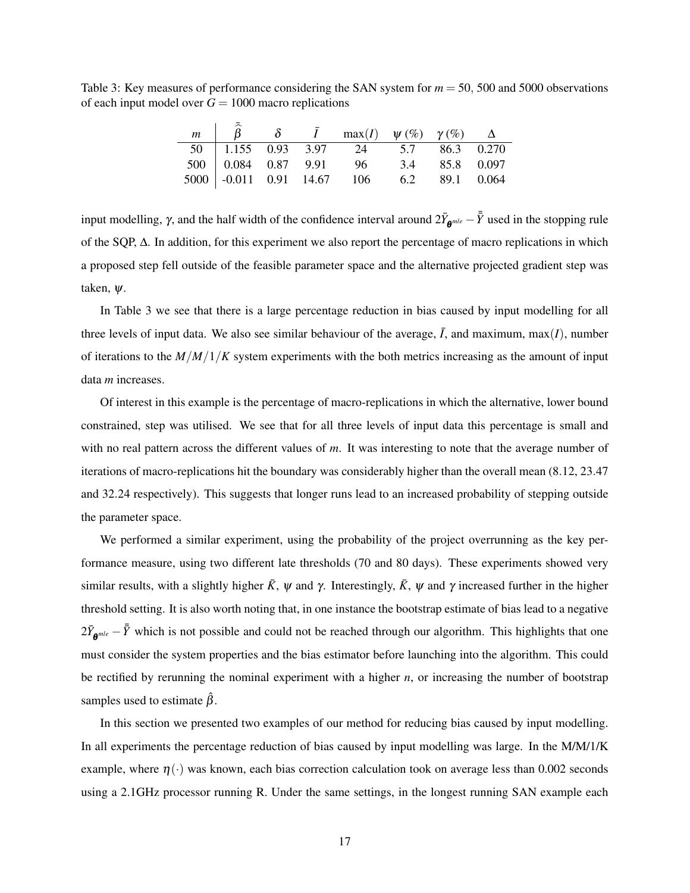Table 3: Key measures of performance considering the SAN system for $m = 50$, 500 and 5000 observations of each input model over $G = 1000$ macro replications

| $m$ | $\bar{\hat{\beta}}$ | $\delta$ | $\bar{I}$ | $\max(I)$ | $\psi\,(\%)$ | $\gamma\,(\%)$ | $\Delta$ |
|---|---|---|---|---|---|---|---|
| 50 | 1.155 | 0.93 | 3.97 | 24 | 5.7 | 86.3 | 0.270 |
| 500 | 0.084 | 0.87 | 9.91 | 96 | 3.4 | 85.8 | 0.097 |
| 5000 | -0.011 | 0.91 | 14.67 | 106 | 6.2 | 89.1 | 0.064 |

input modelling, $\gamma$, and the half width of the confidence interval around $2\bar{Y}_{\boldsymbol{\theta}^{mle}} - \bar{\bar{Y}}$ used in the stopping rule of the SQP, $\Delta$. In addition, for this experiment we also report the percentage of macro replications in which a proposed step fell outside of the feasible parameter space and the alternative projected gradient step was taken, $\psi$.

In Table 3 we see that there is a large percentage reduction in bias caused by input modelling for all three levels of input data. We also see similar behaviour of the average, $\bar{I}$, and maximum, $\max(I)$, number of iterations to the $M/M/1/K$ system experiments with the both metrics increasing as the amount of input data $m$ increases.

Of interest in this example is the percentage of macro-replications in which the alternative, lower bound constrained, step was utilised. We see that for all three levels of input data this percentage is small and with no real pattern across the different values of $m$. It was interesting to note that the average number of iterations of macro-replications hit the boundary was considerably higher than the overall mean (8.12, 23.47 and 32.24 respectively). This suggests that longer runs lead to an increased probability of stepping outside the parameter space.

We performed a similar experiment, using the probability of the project overrunning as the key performance measure, using two different late thresholds (70 and 80 days). These experiments showed very similar results, with a slightly higher $\bar{K}$, $\psi$ and $\gamma$. Interestingly, $\bar{K}$, $\psi$ and $\gamma$ increased further in the higher threshold setting. It is also worth noting that, in one instance the bootstrap estimate of bias lead to a negative $2\bar{Y}_{\boldsymbol{\theta}^{mle}} - \bar{\bar{Y}}$ which is not possible and could not be reached through our algorithm. This highlights that one must consider the system properties and the bias estimator before launching into the algorithm. This could be rectified by rerunning the nominal experiment with a higher $n$, or increasing the number of bootstrap samples used to estimate $\hat{\beta}$.

In this section we presented two examples of our method for reducing bias caused by input modelling. In all experiments the percentage reduction of bias caused by input modelling was large. In the M/M/1/K example, where $\eta(\cdot)$ was known, each bias correction calculation took on average less than 0.002 seconds using a 2.1GHz processor running R. Under the same settings, in the longest running SAN example each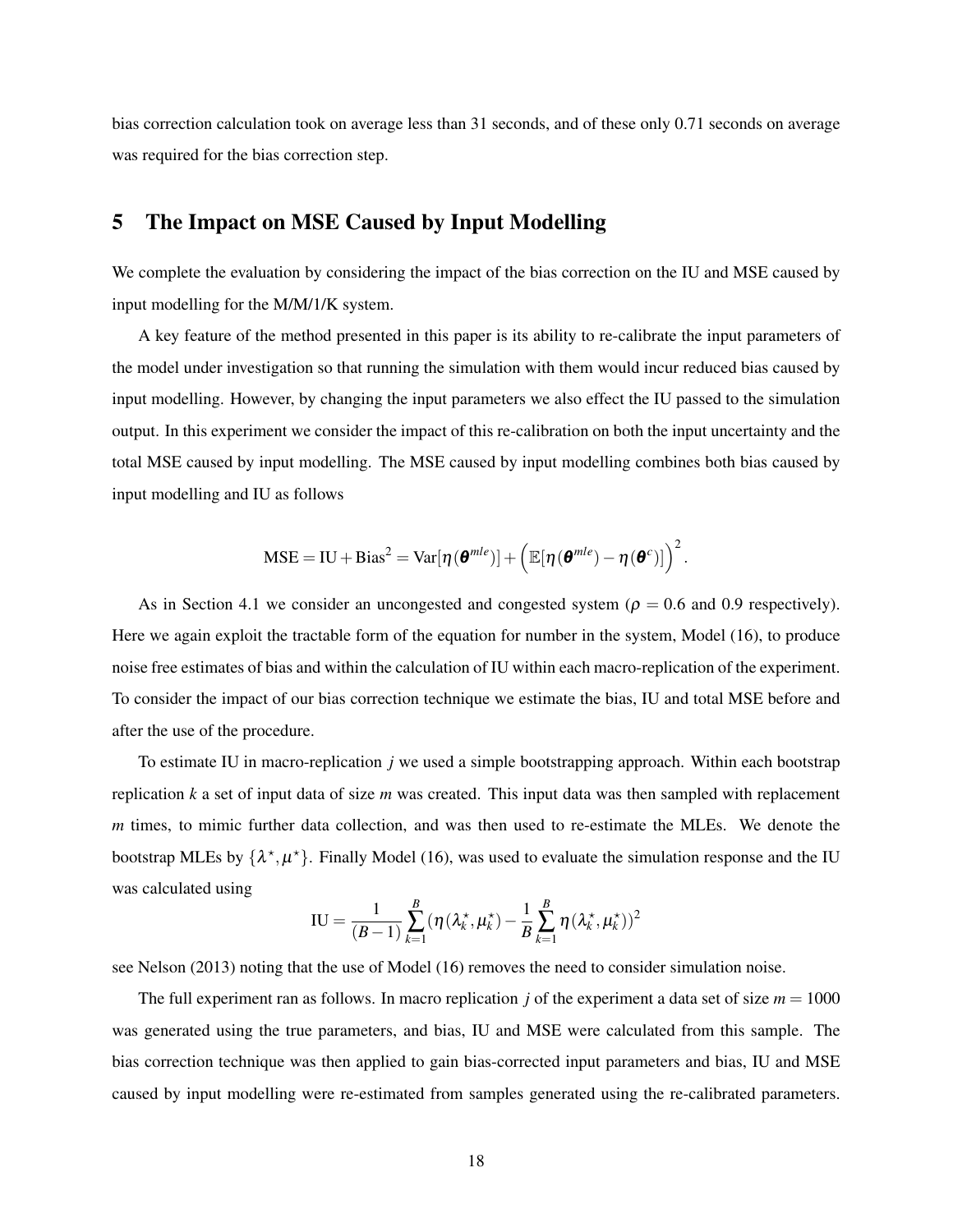bias correction calculation took on average less than 31 seconds, and of these only 0.71 seconds on average was required for the bias correction step.

# 5 The Impact on MSE Caused by Input Modelling

We complete the evaluation by considering the impact of the bias correction on the IU and MSE caused by input modelling for the M/M/1/K system.

A key feature of the method presented in this paper is its ability to re-calibrate the input parameters of the model under investigation so that running the simulation with them would incur reduced bias caused by input modelling. However, by changing the input parameters we also effect the IU passed to the simulation output. In this experiment we consider the impact of this re-calibration on both the input uncertainty and the total MSE caused by input modelling. The MSE caused by input modelling combines both bias caused by input modelling and IU as follows

$$\text{MSE} = \text{IU} + \text{Bias}^2 = \text{Var}[\eta(\boldsymbol{\theta}^{mle})] + \Big(\mathbb{E}[\eta(\boldsymbol{\theta}^{mle}) - \eta(\boldsymbol{\theta}^{c})]\Big)^2.$$

As in Section 4.1 we consider an uncongested and congested system ($\rho = 0.6$ and 0.9 respectively). Here we again exploit the tractable form of the equation for number in the system, Model (16), to produce noise free estimates of bias and within the calculation of IU within each macro-replication of the experiment. To consider the impact of our bias correction technique we estimate the bias, IU and total MSE before and after the use of the procedure.

To estimate IU in macro-replication $j$ we used a simple bootstrapping approach. Within each bootstrap replication $k$ a set of input data of size $m$ was created. This input data was then sampled with replacement $m$ times, to mimic further data collection, and was then used to re-estimate the MLEs. We denote the bootstrap MLEs by $\{\lambda^{\star}, \mu^{\star}\}$. Finally Model (16), was used to evaluate the simulation response and the IU was calculated using

$$\text{IU} = \frac{1}{(B-1)} \sum_{k=1}^{B} (\eta(\lambda_k^{\star}, \mu_k^{\star}) - \frac{1}{B} \sum_{k=1}^{B} \eta(\lambda_k^{\star}, \mu_k^{\star}))^2$$

see Nelson (2013) noting that the use of Model (16) removes the need to consider simulation noise.

The full experiment ran as follows. In macro replication $j$ of the experiment a data set of size $m = 1000$ was generated using the true parameters, and bias, IU and MSE were calculated from this sample. The bias correction technique was then applied to gain bias-corrected input parameters and bias, IU and MSE caused by input modelling were re-estimated from samples generated using the re-calibrated parameters.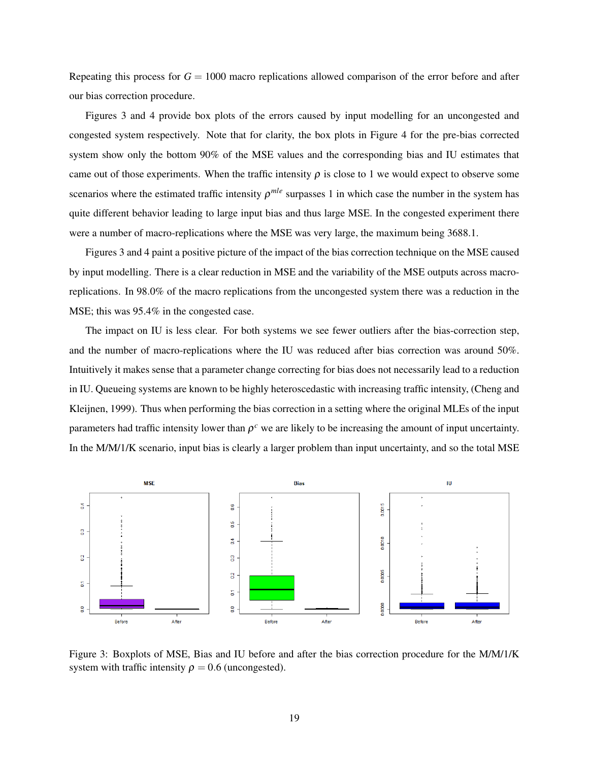Repeating this process for $G = 1000$ macro replications allowed comparison of the error before and after our bias correction procedure.

Figures 3 and 4 provide box plots of the errors caused by input modelling for an uncongested and congested system respectively. Note that for clarity, the box plots in Figure 4 for the pre-bias corrected system show only the bottom 90% of the MSE values and the corresponding bias and IU estimates that came out of those experiments. When the traffic intensity $\rho$ is close to 1 we would expect to observe some scenarios where the estimated traffic intensity $\rho^{mle}$ surpasses 1 in which case the number in the system has quite different behavior leading to large input bias and thus large MSE. In the congested experiment there were a number of macro-replications where the MSE was very large, the maximum being 3688.1.

Figures 3 and 4 paint a positive picture of the impact of the bias correction technique on the MSE caused by input modelling. There is a clear reduction in MSE and the variability of the MSE outputs across macro-replications. In 98.0% of the macro replications from the uncongested system there was a reduction in the MSE; this was 95.4% in the congested case.

The impact on IU is less clear. For both systems we see fewer outliers after the bias-correction step, and the number of macro-replications where the IU was reduced after bias correction was around 50%. Intuitively it makes sense that a parameter change correcting for bias does not necessarily lead to a reduction in IU. Queueing systems are known to be highly heteroscedastic with increasing traffic intensity, (Cheng and Kleijnen, 1999). Thus when performing the bias correction in a setting where the original MLEs of the input parameters had traffic intensity lower than $\rho^c$ we are likely to be increasing the amount of input uncertainty. In the M/M/1/K scenario, input bias is clearly a larger problem than input uncertainty, and so the total MSE

Figure 3: Boxplots of MSE, Bias and IU before and after the bias correction procedure for the M/M/1/K system with traffic intensity $\rho = 0.6$ (uncongested).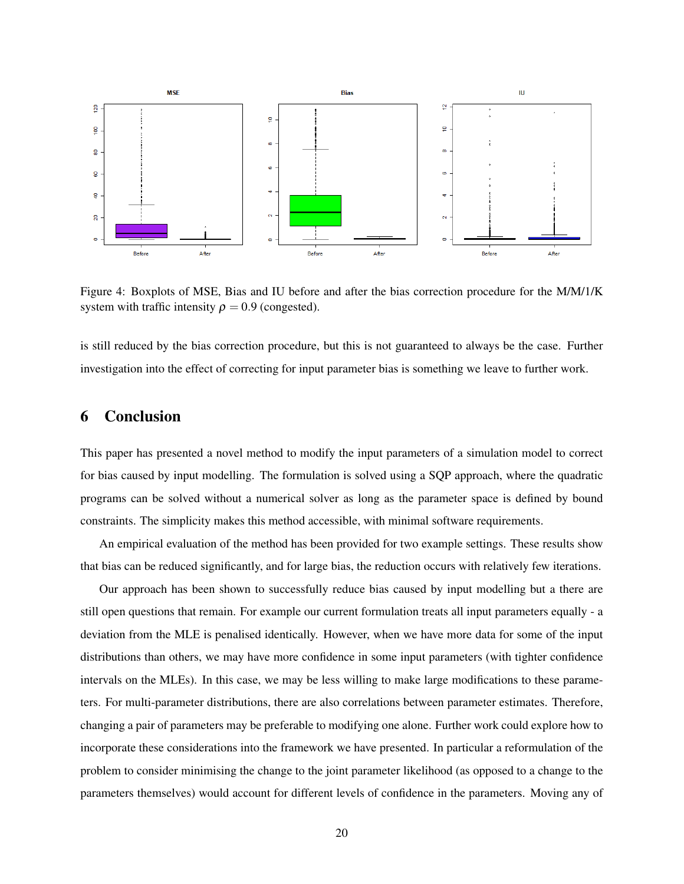Figure 4: Boxplots of MSE, Bias and IU before and after the bias correction procedure for the M/M/1/K system with traffic intensity $\rho = 0.9$ (congested).

is still reduced by the bias correction procedure, but this is not guaranteed to always be the case. Further investigation into the effect of correcting for input parameter bias is something we leave to further work.

# 6 Conclusion

This paper has presented a novel method to modify the input parameters of a simulation model to correct for bias caused by input modelling. The formulation is solved using a SQP approach, where the quadratic programs can be solved without a numerical solver as long as the parameter space is defined by bound constraints. The simplicity makes this method accessible, with minimal software requirements.

An empirical evaluation of the method has been provided for two example settings. These results show that bias can be reduced significantly, and for large bias, the reduction occurs with relatively few iterations.

Our approach has been shown to successfully reduce bias caused by input modelling but a there are still open questions that remain. For example our current formulation treats all input parameters equally - a deviation from the MLE is penalised identically. However, when we have more data for some of the input distributions than others, we may have more confidence in some input parameters (with tighter confidence intervals on the MLEs). In this case, we may be less willing to make large modifications to these parameters. For multi-parameter distributions, there are also correlations between parameter estimates. Therefore, changing a pair of parameters may be preferable to modifying one alone. Further work could explore how to incorporate these considerations into the framework we have presented. In particular a reformulation of the problem to consider minimising the change to the joint parameter likelihood (as opposed to a change to the parameters themselves) would account for different levels of confidence in the parameters. Moving any of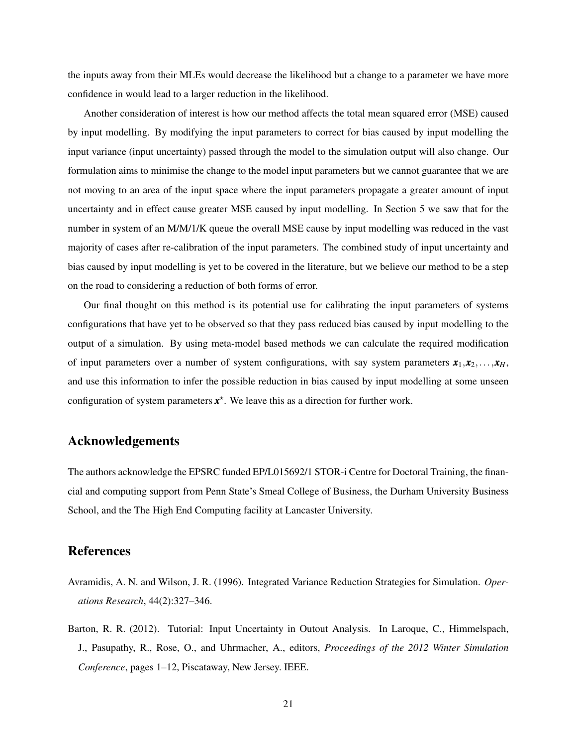the inputs away from their MLEs would decrease the likelihood but a change to a parameter we have more confidence in would lead to a larger reduction in the likelihood.

Another consideration of interest is how our method affects the total mean squared error (MSE) caused by input modelling. By modifying the input parameters to correct for bias caused by input modelling the input variance (input uncertainty) passed through the model to the simulation output will also change. Our formulation aims to minimise the change to the model input parameters but we cannot guarantee that we are not moving to an area of the input space where the input parameters propagate a greater amount of input uncertainty and in effect cause greater MSE caused by input modelling. In Section 5 we saw that for the number in system of an M/M/1/K queue the overall MSE cause by input modelling was reduced in the vast majority of cases after re-calibration of the input parameters. The combined study of input uncertainty and bias caused by input modelling is yet to be covered in the literature, but we believe our method to be a step on the road to considering a reduction of both forms of error.

Our final thought on this method is its potential use for calibrating the input parameters of systems configurations that have yet to be observed so that they pass reduced bias caused by input modelling to the output of a simulation. By using meta-model based methods we can calculate the required modification of input parameters over a number of system configurations, with say system parameters $\boldsymbol{x}_1, \boldsymbol{x}_2, \ldots, \boldsymbol{x}_H$, and use this information to infer the possible reduction in bias caused by input modelling at some unseen configuration of system parameters $\boldsymbol{x}^{\star}$. We leave this as a direction for further work.

## Acknowledgements

The authors acknowledge the EPSRC funded EP/L015692/1 STOR-i Centre for Doctoral Training, the financial and computing support from Penn State's Smeal College of Business, the Durham University Business School, and the The High End Computing facility at Lancaster University.

## References

Avramidis, A. N. and Wilson, J. R. (1996). Integrated Variance Reduction Strategies for Simulation. *Operations Research*, 44(2):327–346.

Barton, R. R. (2012). Tutorial: Input Uncertainty in Outout Analysis. In Laroque, C., Himmelspach, J., Pasupathy, R., Rose, O., and Uhrmacher, A., editors, *Proceedings of the 2012 Winter Simulation Conference*, pages 1–12, Piscataway, New Jersey. IEEE.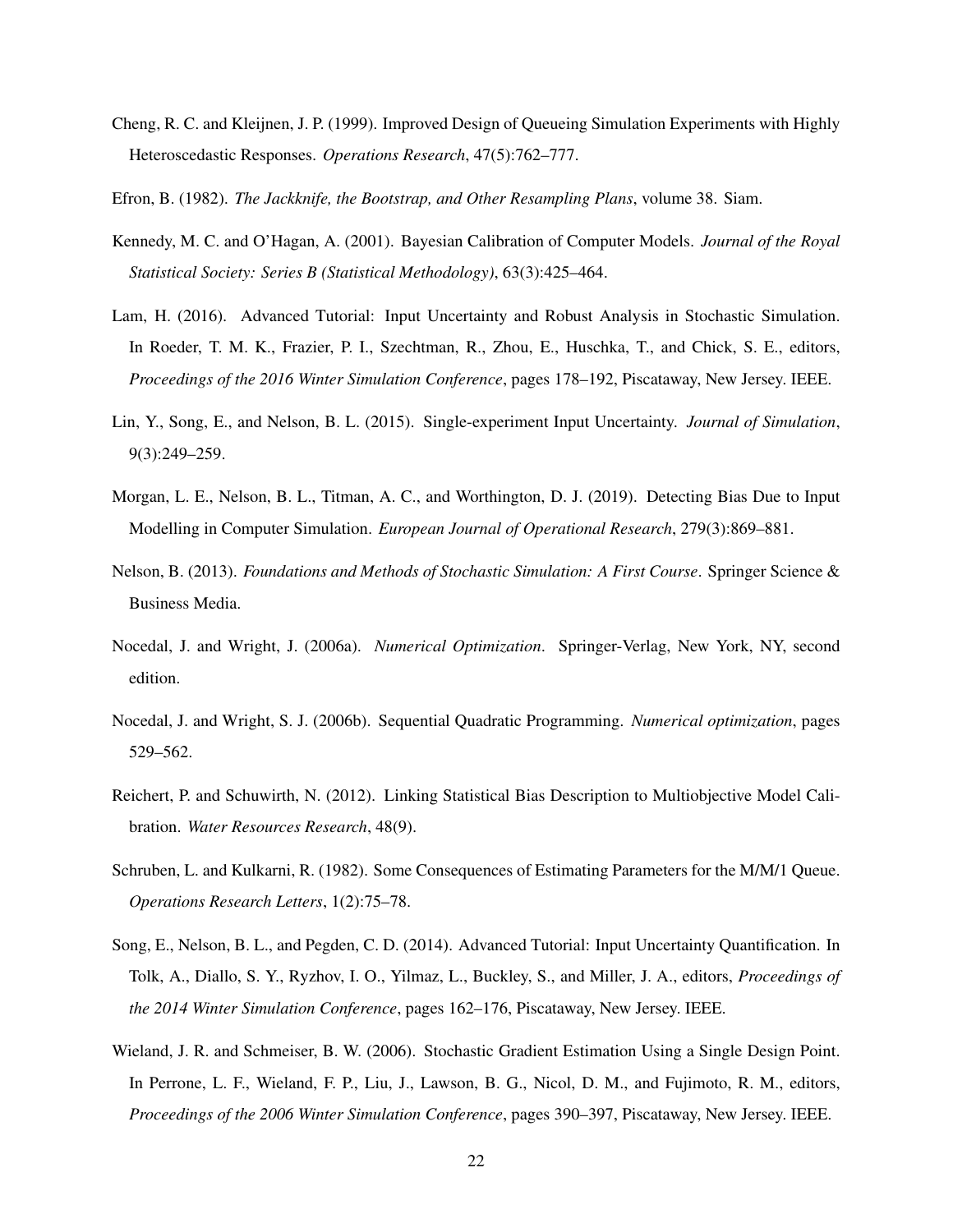Cheng, R. C. and Kleijnen, J. P. (1999). Improved Design of Queueing Simulation Experiments with Highly Heteroscedastic Responses. *Operations Research*, 47(5):762–777.

Efron, B. (1982). *The Jackknife, the Bootstrap, and Other Resampling Plans*, volume 38. Siam.

Kennedy, M. C. and O'Hagan, A. (2001). Bayesian Calibration of Computer Models. *Journal of the Royal Statistical Society: Series B (Statistical Methodology)*, 63(3):425–464.

Lam, H. (2016). Advanced Tutorial: Input Uncertainty and Robust Analysis in Stochastic Simulation. In Roeder, T. M. K., Frazier, P. I., Szechtman, R., Zhou, E., Huschka, T., and Chick, S. E., editors, *Proceedings of the 2016 Winter Simulation Conference*, pages 178–192, Piscataway, New Jersey. IEEE.

Lin, Y., Song, E., and Nelson, B. L. (2015). Single-experiment Input Uncertainty. *Journal of Simulation*, 9(3):249–259.

Morgan, L. E., Nelson, B. L., Titman, A. C., and Worthington, D. J. (2019). Detecting Bias Due to Input Modelling in Computer Simulation. *European Journal of Operational Research*, 279(3):869–881.

Nelson, B. (2013). *Foundations and Methods of Stochastic Simulation: A First Course*. Springer Science & Business Media.

Nocedal, J. and Wright, J. (2006a). *Numerical Optimization*. Springer-Verlag, New York, NY, second edition.

Nocedal, J. and Wright, S. J. (2006b). Sequential Quadratic Programming. *Numerical optimization*, pages 529–562.

Reichert, P. and Schuwirth, N. (2012). Linking Statistical Bias Description to Multiobjective Model Calibration. *Water Resources Research*, 48(9).

Schruben, L. and Kulkarni, R. (1982). Some Consequences of Estimating Parameters for the M/M/1 Queue. *Operations Research Letters*, 1(2):75–78.

Song, E., Nelson, B. L., and Pegden, C. D. (2014). Advanced Tutorial: Input Uncertainty Quantification. In Tolk, A., Diallo, S. Y., Ryzhov, I. O., Yilmaz, L., Buckley, S., and Miller, J. A., editors, *Proceedings of the 2014 Winter Simulation Conference*, pages 162–176, Piscataway, New Jersey. IEEE.

Wieland, J. R. and Schmeiser, B. W. (2006). Stochastic Gradient Estimation Using a Single Design Point. In Perrone, L. F., Wieland, F. P., Liu, J., Lawson, B. G., Nicol, D. M., and Fujimoto, R. M., editors, *Proceedings of the 2006 Winter Simulation Conference*, pages 390–397, Piscataway, New Jersey. IEEE.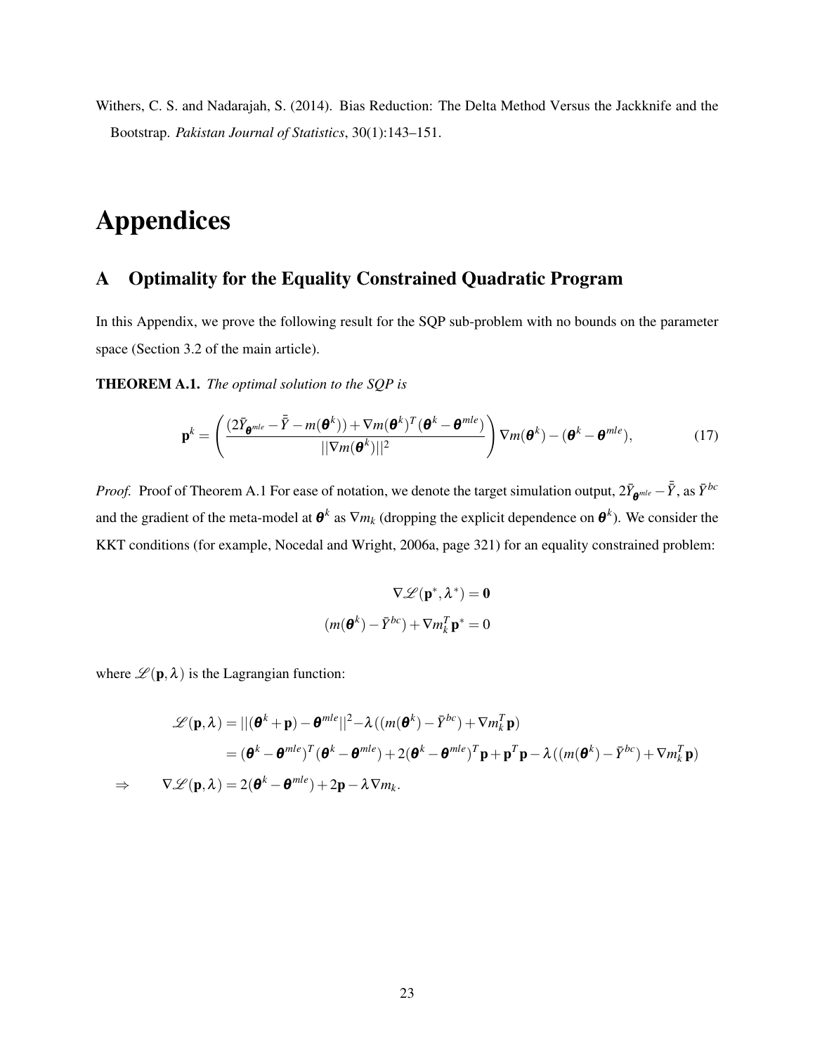Withers, C. S. and Nadarajah, S. (2014). Bias Reduction: The Delta Method Versus the Jackknife and the Bootstrap. *Pakistan Journal of Statistics*, 30(1):143–151.

# Appendices

## A Optimality for the Equality Constrained Quadratic Program

In this Appendix, we prove the following result for the SQP sub-problem with no bounds on the parameter space (Section 3.2 of the main article).

**THEOREM A.1.** *The optimal solution to the SQP is*

$$\mathbf{p}^k = \left( \frac{(2\bar{Y}_{\boldsymbol{\theta}^{mle}} - \bar{\bar{Y}} - m(\boldsymbol{\theta}^k)) + \nabla m(\boldsymbol{\theta}^k)^T(\boldsymbol{\theta}^k - \boldsymbol{\theta}^{mle})}{||\nabla m(\boldsymbol{\theta}^k)||^2} \right) \nabla m(\boldsymbol{\theta}^k) - (\boldsymbol{\theta}^k - \boldsymbol{\theta}^{mle}), \tag{17}$$

*Proof.* Proof of Theorem A.1 For ease of notation, we denote the target simulation output, $2\bar{Y}_{\boldsymbol{\theta}^{mle}} - \bar{\bar{Y}}$, as $\bar{Y}^{bc}$ and the gradient of the meta-model at $\boldsymbol{\theta}^k$ as $\nabla m_k$ (dropping the explicit dependence on $\boldsymbol{\theta}^k$). We consider the KKT conditions (for example, Nocedal and Wright, 2006a, page 321) for an equality constrained problem:

$$\nabla \mathscr{L}(\mathbf{p}^*, \lambda^*) = \mathbf{0}$$

$$(m(\boldsymbol{\theta}^k) - \bar{Y}^{bc}) + \nabla m_k^T \mathbf{p}^* = 0$$

where $\mathscr{L}(\mathbf{p}, \lambda)$ is the Lagrangian function:

$$\begin{aligned}
\mathscr{L}(\mathbf{p}, \lambda) &= ||(\boldsymbol{\theta}^k + \mathbf{p}) - \boldsymbol{\theta}^{mle}||^2 - \lambda((m(\boldsymbol{\theta}^k) - \bar{Y}^{bc}) + \nabla m_k^T \mathbf{p}) \\
&= (\boldsymbol{\theta}^k - \boldsymbol{\theta}^{mle})^T(\boldsymbol{\theta}^k - \boldsymbol{\theta}^{mle}) + 2(\boldsymbol{\theta}^k - \boldsymbol{\theta}^{mle})^T \mathbf{p} + \mathbf{p}^T \mathbf{p} - \lambda((m(\boldsymbol{\theta}^k) - \bar{Y}^{bc}) + \nabla m_k^T \mathbf{p}) \\
\Rightarrow \qquad \nabla \mathscr{L}(\mathbf{p}, \lambda) &= 2(\boldsymbol{\theta}^k - \boldsymbol{\theta}^{mle}) + 2\mathbf{p} - \lambda \nabla m_k.
\end{aligned}$$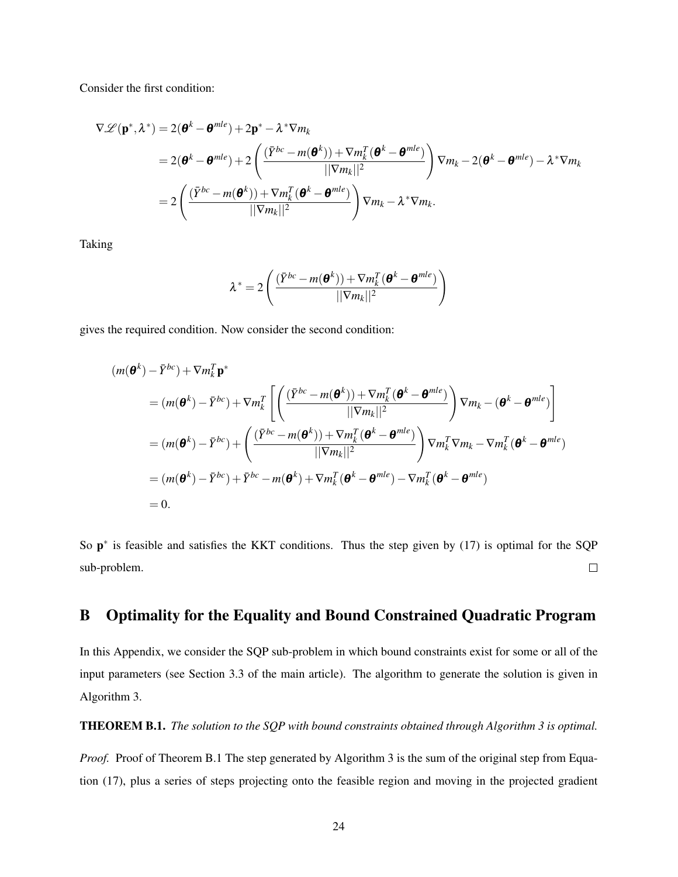Consider the first condition:

$$
\begin{aligned}
\nabla \mathscr{L}(\mathbf{p}^*, \lambda^*) &= 2(\boldsymbol{\theta}^k - \boldsymbol{\theta}^{mle}) + 2\mathbf{p}^* - \lambda^* \nabla m_k \\
&= 2(\boldsymbol{\theta}^k - \boldsymbol{\theta}^{mle}) + 2\left(\frac{(\bar{Y}^{bc} - m(\boldsymbol{\theta}^k)) + \nabla m_k^T (\boldsymbol{\theta}^k - \boldsymbol{\theta}^{mle})}{||\nabla m_k||^2}\right) \nabla m_k - 2(\boldsymbol{\theta}^k - \boldsymbol{\theta}^{mle}) - \lambda^* \nabla m_k \\
&= 2\left(\frac{(\bar{Y}^{bc} - m(\boldsymbol{\theta}^k)) + \nabla m_k^T (\boldsymbol{\theta}^k - \boldsymbol{\theta}^{mle})}{||\nabla m_k||^2}\right) \nabla m_k - \lambda^* \nabla m_k.
\end{aligned}
$$

Taking

$$
\lambda^* = 2\left(\frac{(\bar{Y}^{bc} - m(\boldsymbol{\theta}^k)) + \nabla m_k^T (\boldsymbol{\theta}^k - \boldsymbol{\theta}^{mle})}{||\nabla m_k||^2}\right)
$$

gives the required condition. Now consider the second condition:

$$
\begin{aligned}
&(m(\boldsymbol{\theta}^k) - \bar{Y}^{bc}) + \nabla m_k^T \mathbf{p}^* \\
&= (m(\boldsymbol{\theta}^k) - \bar{Y}^{bc}) + \nabla m_k^T \left[\left(\frac{(\bar{Y}^{bc} - m(\boldsymbol{\theta}^k)) + \nabla m_k^T (\boldsymbol{\theta}^k - \boldsymbol{\theta}^{mle})}{||\nabla m_k||^2}\right) \nabla m_k - (\boldsymbol{\theta}^k - \boldsymbol{\theta}^{mle})\right] \\
&= (m(\boldsymbol{\theta}^k) - \bar{Y}^{bc}) + \left(\frac{(\bar{Y}^{bc} - m(\boldsymbol{\theta}^k)) + \nabla m_k^T (\boldsymbol{\theta}^k - \boldsymbol{\theta}^{mle})}{||\nabla m_k||^2}\right) \nabla m_k^T \nabla m_k - \nabla m_k^T (\boldsymbol{\theta}^k - \boldsymbol{\theta}^{mle}) \\
&= (m(\boldsymbol{\theta}^k) - \bar{Y}^{bc}) + \bar{Y}^{bc} - m(\boldsymbol{\theta}^k) + \nabla m_k^T (\boldsymbol{\theta}^k - \boldsymbol{\theta}^{mle}) - \nabla m_k^T (\boldsymbol{\theta}^k - \boldsymbol{\theta}^{mle}) \\
&= 0.
\end{aligned}
$$

So $\mathbf{p}^*$ is feasible and satisfies the KKT conditions. Thus the step given by (17) is optimal for the SQP sub-problem. □

## B Optimality for the Equality and Bound Constrained Quadratic Program

In this Appendix, we consider the SQP sub-problem in which bound constraints exist for some or all of the input parameters (see Section 3.3 of the main article). The algorithm to generate the solution is given in Algorithm 3.

**THEOREM B.1.** *The solution to the SQP with bound constraints obtained through Algorithm 3 is optimal.*

*Proof.* Proof of Theorem B.1 The step generated by Algorithm 3 is the sum of the original step from Equation (17), plus a series of steps projecting onto the feasible region and moving in the projected gradient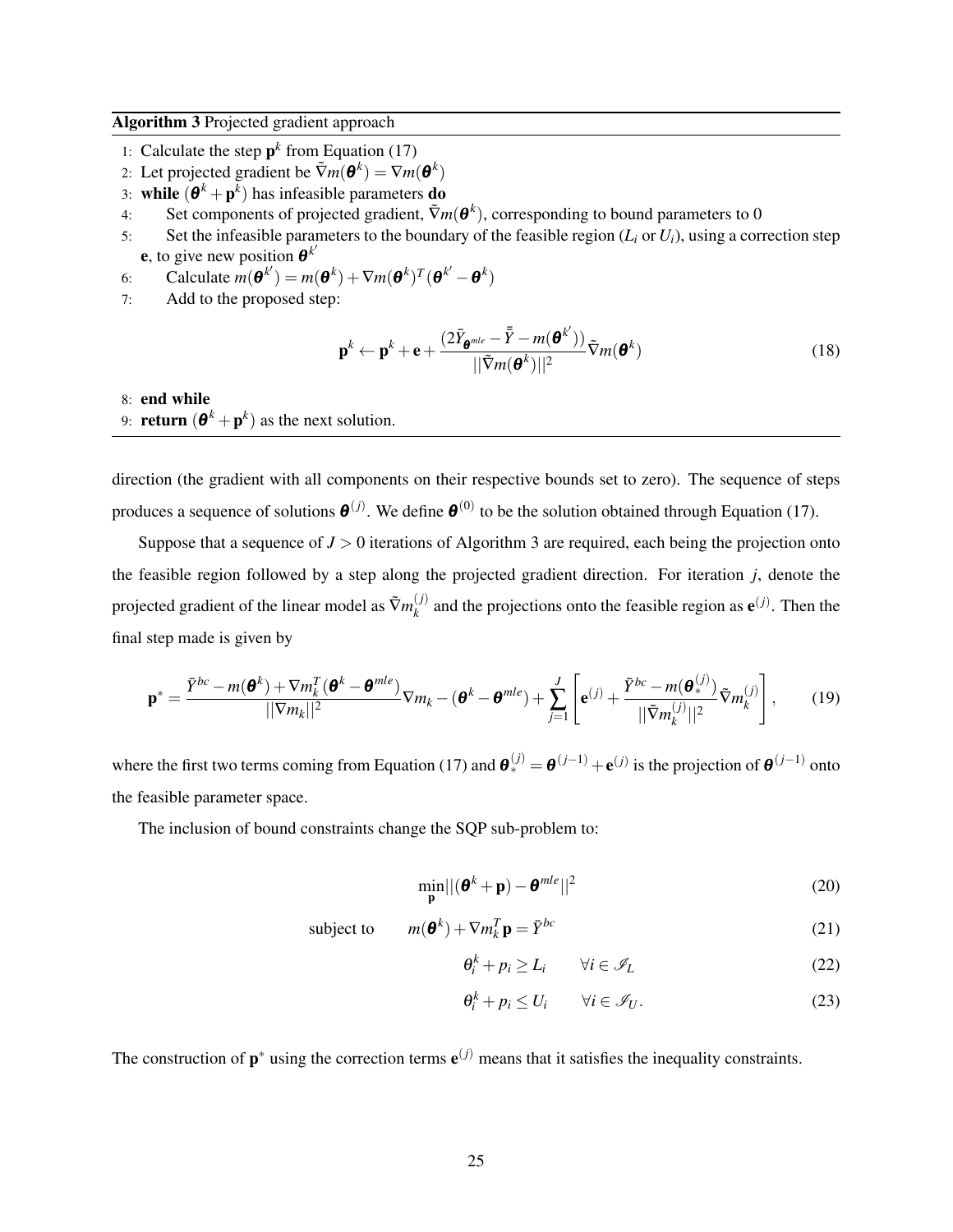**Algorithm 3** Projected gradient approach

1: Calculate the step $\mathbf{p}^k$ from Equation (17)
2: Let projected gradient be $\tilde{\nabla} m(\boldsymbol{\theta}^k) = \nabla m(\boldsymbol{\theta}^k)$
3: **while** $(\boldsymbol{\theta}^k + \mathbf{p}^k)$ has infeasible parameters **do**
4: Set components of projected gradient, $\tilde{\nabla} m(\boldsymbol{\theta}^k)$, corresponding to bound parameters to 0
5: Set the infeasible parameters to the boundary of the feasible region ($L_i$ or $U_i$), using a correction step $\mathbf{e}$, to give new position $\boldsymbol{\theta}^{k'}$
6: Calculate $m(\boldsymbol{\theta}^{k'}) = m(\boldsymbol{\theta}^k) + \nabla m(\boldsymbol{\theta}^k)^T(\boldsymbol{\theta}^{k'} - \boldsymbol{\theta}^k)$
7: Add to the proposed step:

$$\mathbf{p}^k \leftarrow \mathbf{p}^k + \mathbf{e} + \frac{(2\bar{Y}_{\boldsymbol{\theta}^{mle}} - \bar{\bar{Y}} - m(\boldsymbol{\theta}^{k'}))}{||\tilde{\nabla} m(\boldsymbol{\theta}^k)||^2} \tilde{\nabla} m(\boldsymbol{\theta}^k) \tag{18}$$

8: **end while**
9: **return** $(\boldsymbol{\theta}^k + \mathbf{p}^k)$ as the next solution.

direction (the gradient with all components on their respective bounds set to zero). The sequence of steps produces a sequence of solutions $\boldsymbol{\theta}^{(j)}$. We define $\boldsymbol{\theta}^{(0)}$ to be the solution obtained through Equation (17).

Suppose that a sequence of $J > 0$ iterations of Algorithm 3 are required, each being the projection onto the feasible region followed by a step along the projected gradient direction. For iteration $j$, denote the projected gradient of the linear model as $\tilde{\nabla} m_k^{(j)}$ and the projections onto the feasible region as $\mathbf{e}^{(j)}$. Then the final step made is given by

$$\mathbf{p}^* = \frac{\bar{Y}^{bc} - m(\boldsymbol{\theta}^k) + \nabla m_k^T(\boldsymbol{\theta}^k - \boldsymbol{\theta}^{mle})}{||\nabla m_k||^2} \nabla m_k - (\boldsymbol{\theta}^k - \boldsymbol{\theta}^{mle}) + \sum_{j=1}^{J} \left[ \mathbf{e}^{(j)} + \frac{\bar{Y}^{bc} - m(\boldsymbol{\theta}_*^{(j)})}{||\tilde{\nabla} m_k^{(j)}||^2} \tilde{\nabla} m_k^{(j)} \right], \tag{19}$$

where the first two terms coming from Equation (17) and $\boldsymbol{\theta}_*^{(j)} = \boldsymbol{\theta}^{(j-1)} + \mathbf{e}^{(j)}$ is the projection of $\boldsymbol{\theta}^{(j-1)}$ onto the feasible parameter space.

The inclusion of bound constraints change the SQP sub-problem to:

$$\min_{\mathbf{p}} ||(\boldsymbol{\theta}^k + \mathbf{p}) - \boldsymbol{\theta}^{mle}||^2 \tag{20}$$

$$\text{subject to} \qquad m(\boldsymbol{\theta}^k) + \nabla m_k^T \mathbf{p} = \bar{Y}^{bc} \tag{21}$$

$$\theta_i^k + p_i \geq L_i \qquad \forall i \in \mathscr{I}_L \tag{22}$$

$$\theta_i^k + p_i \leq U_i \qquad \forall i \in \mathscr{I}_U. \tag{23}$$

The construction of $\mathbf{p}^*$ using the correction terms $\mathbf{e}^{(j)}$ means that it satisfies the inequality constraints.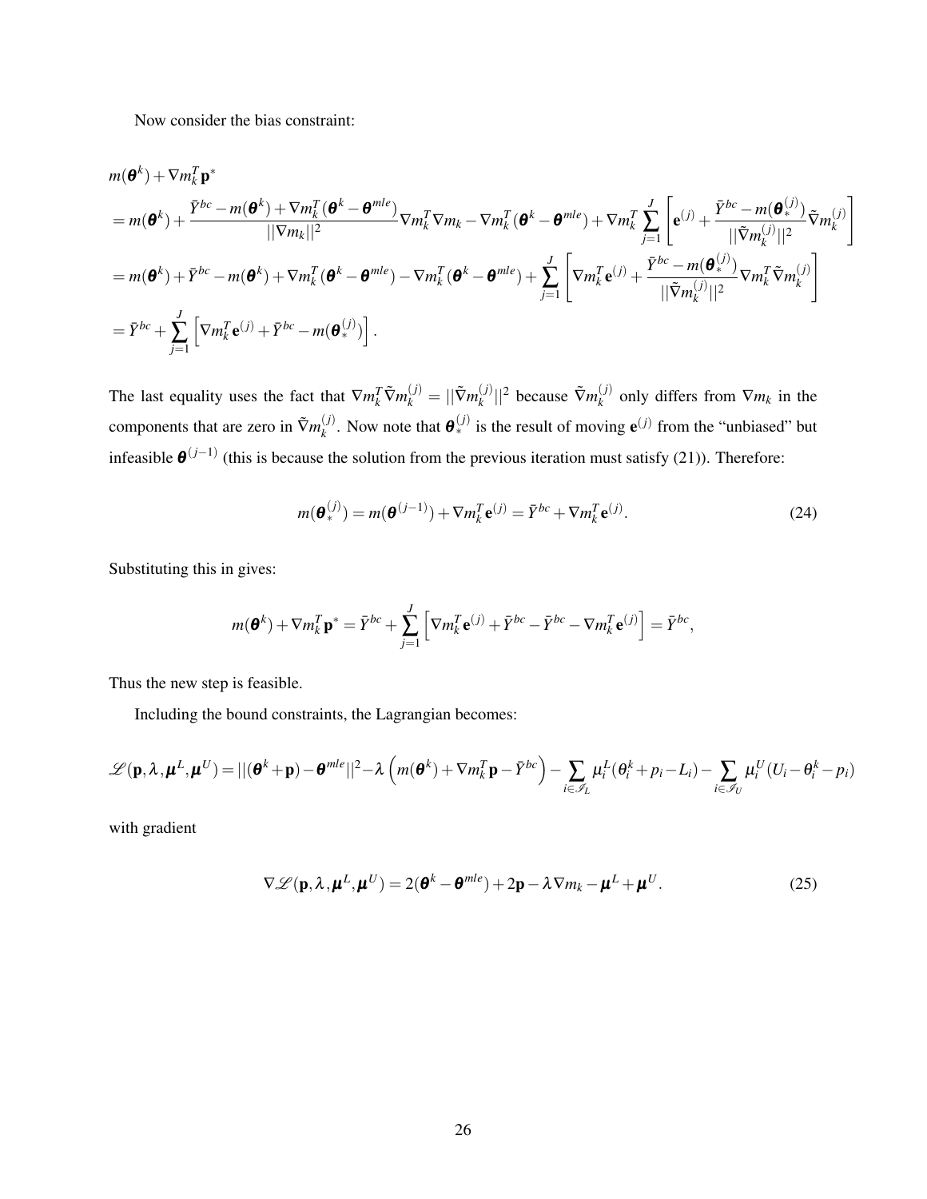Now consider the bias constraint:

$$
\begin{aligned}
& m(\boldsymbol{\theta}^k) + \nabla m_k^T \mathbf{p}^* \\
&= m(\boldsymbol{\theta}^k) + \frac{\bar{Y}^{bc} - m(\boldsymbol{\theta}^k) + \nabla m_k^T(\boldsymbol{\theta}^k - \boldsymbol{\theta}^{mle})}{||\nabla m_k||^2} \nabla m_k^T \nabla m_k - \nabla m_k^T(\boldsymbol{\theta}^k - \boldsymbol{\theta}^{mle}) + \nabla m_k^T \sum_{j=1}^{J} \left[ \mathbf{e}^{(j)} + \frac{\bar{Y}^{bc} - m(\boldsymbol{\theta}_*^{(j)})}{||\tilde{\nabla} m_k^{(j)}||^2} \tilde{\nabla} m_k^{(j)} \right] \\
&= m(\boldsymbol{\theta}^k) + \bar{Y}^{bc} - m(\boldsymbol{\theta}^k) + \nabla m_k^T(\boldsymbol{\theta}^k - \boldsymbol{\theta}^{mle}) - \nabla m_k^T(\boldsymbol{\theta}^k - \boldsymbol{\theta}^{mle}) + \sum_{j=1}^{J} \left[ \nabla m_k^T \mathbf{e}^{(j)} + \frac{\bar{Y}^{bc} - m(\boldsymbol{\theta}_*^{(j)})}{||\tilde{\nabla} m_k^{(j)}||^2} \nabla m_k^T \tilde{\nabla} m_k^{(j)} \right] \\
&= \bar{Y}^{bc} + \sum_{j=1}^{J} \left[ \nabla m_k^T \mathbf{e}^{(j)} + \bar{Y}^{bc} - m(\boldsymbol{\theta}_*^{(j)}) \right].
\end{aligned}
$$

The last equality uses the fact that $\nabla m_k^T \tilde{\nabla} m_k^{(j)} = ||\tilde{\nabla} m_k^{(j)}||^2$ because $\tilde{\nabla} m_k^{(j)}$ only differs from $\nabla m_k$ in the components that are zero in $\tilde{\nabla} m_k^{(j)}$. Now note that $\boldsymbol{\theta}_*^{(j)}$ is the result of moving $\mathbf{e}^{(j)}$ from the "unbiased" but infeasible $\boldsymbol{\theta}^{(j-1)}$ (this is because the solution from the previous iteration must satisfy (21)). Therefore:

$$
m(\boldsymbol{\theta}_*^{(j)}) = m(\boldsymbol{\theta}^{(j-1)}) + \nabla m_k^T \mathbf{e}^{(j)} = \bar{Y}^{bc} + \nabla m_k^T \mathbf{e}^{(j)}. \tag{24}
$$

Substituting this in gives:

$$
m(\boldsymbol{\theta}^k) + \nabla m_k^T \mathbf{p}^* = \bar{Y}^{bc} + \sum_{j=1}^{J} \left[ \nabla m_k^T \mathbf{e}^{(j)} + \bar{Y}^{bc} - \bar{Y}^{bc} - \nabla m_k^T \mathbf{e}^{(j)} \right] = \bar{Y}^{bc},
$$

Thus the new step is feasible.

Including the bound constraints, the Lagrangian becomes:

$$
\mathscr{L}(\mathbf{p}, \lambda, \boldsymbol{\mu}^L, \boldsymbol{\mu}^U) = ||(\boldsymbol{\theta}^k + \mathbf{p}) - \boldsymbol{\theta}^{mle}||^2 - \lambda \left( m(\boldsymbol{\theta}^k) + \nabla m_k^T \mathbf{p} - \bar{Y}^{bc} \right) - \sum_{i \in \mathscr{I}_L} \mu_i^L (\theta_i^k + p_i - L_i) - \sum_{i \in \mathscr{I}_U} \mu_i^U (U_i - \theta_i^k - p_i)
$$

with gradient

$$
\nabla \mathscr{L}(\mathbf{p}, \lambda, \boldsymbol{\mu}^L, \boldsymbol{\mu}^U) = 2(\boldsymbol{\theta}^k - \boldsymbol{\theta}^{mle}) + 2\mathbf{p} - \lambda \nabla m_k - \boldsymbol{\mu}^L + \boldsymbol{\mu}^U. \tag{25}
$$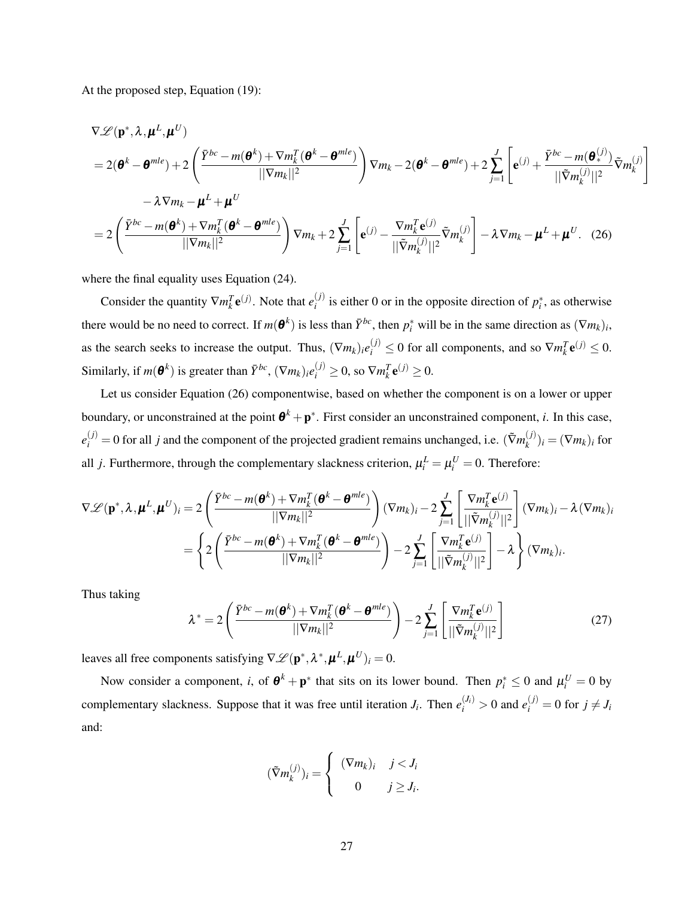At the proposed step, Equation (19):

$$
\begin{aligned}
&\nabla \mathscr{L}(\mathbf{p}^*, \lambda, \boldsymbol{\mu}^L, \boldsymbol{\mu}^U) \\
&= 2(\boldsymbol{\theta}^k - \boldsymbol{\theta}^{mle}) + 2\left(\frac{\bar{Y}^{bc} - m(\boldsymbol{\theta}^k) + \nabla m_k^T(\boldsymbol{\theta}^k - \boldsymbol{\theta}^{mle})}{||\nabla m_k||^2}\right)\nabla m_k - 2(\boldsymbol{\theta}^k - \boldsymbol{\theta}^{mle}) + 2\sum_{j=1}^{J}\left[\mathbf{e}^{(j)} + \frac{\bar{Y}^{bc} - m(\boldsymbol{\theta}_*^{(j)})}{||\tilde{\nabla} m_k^{(j)}||^2}\tilde{\nabla} m_k^{(j)}\right] \\
&\qquad - \lambda \nabla m_k - \boldsymbol{\mu}^L + \boldsymbol{\mu}^U \\
&= 2\left(\frac{\bar{Y}^{bc} - m(\boldsymbol{\theta}^k) + \nabla m_k^T(\boldsymbol{\theta}^k - \boldsymbol{\theta}^{mle})}{||\nabla m_k||^2}\right)\nabla m_k + 2\sum_{j=1}^{J}\left[\mathbf{e}^{(j)} - \frac{\nabla m_k^T \mathbf{e}^{(j)}}{||\tilde{\nabla} m_k^{(j)}||^2}\tilde{\nabla} m_k^{(j)}\right] - \lambda \nabla m_k - \boldsymbol{\mu}^L + \boldsymbol{\mu}^U. \quad (26)
\end{aligned}
$$

where the final equality uses Equation (24).

Consider the quantity $\nabla m_k^T \mathbf{e}^{(j)}$. Note that $e_i^{(j)}$ is either 0 or in the opposite direction of $p_i^*$, as otherwise there would be no need to correct. If $m(\boldsymbol{\theta}^k)$ is less than $\bar{Y}^{bc}$, then $p_i^*$ will be in the same direction as $(\nabla m_k)_i$, as the search seeks to increase the output. Thus, $(\nabla m_k)_i e_i^{(j)} \leq 0$ for all components, and so $\nabla m_k^T \mathbf{e}^{(j)} \leq 0$. Similarly, if $m(\boldsymbol{\theta}^k)$ is greater than $\bar{Y}^{bc}$, $(\nabla m_k)_i e_i^{(j)} \geq 0$, so $\nabla m_k^T \mathbf{e}^{(j)} \geq 0$.

Let us consider Equation (26) componentwise, based on whether the component is on a lower or upper boundary, or unconstrained at the point $\boldsymbol{\theta}^k + \mathbf{p}^*$. First consider an unconstrained component, $i$. In this case, $e_i^{(j)} = 0$ for all $j$ and the component of the projected gradient remains unchanged, i.e. $(\tilde{\nabla} m_k^{(j)})_i = (\nabla m_k)_i$ for all $j$. Furthermore, through the complementary slackness criterion, $\mu_i^L = \mu_i^U = 0$. Therefore:

$$
\begin{aligned}
\nabla \mathscr{L}(\mathbf{p}^*, \lambda, \boldsymbol{\mu}^L, \boldsymbol{\mu}^U)_i &= 2\left(\frac{\bar{Y}^{bc} - m(\boldsymbol{\theta}^k) + \nabla m_k^T(\boldsymbol{\theta}^k - \boldsymbol{\theta}^{mle})}{||\nabla m_k||^2}\right)(\nabla m_k)_i - 2\sum_{j=1}^{J}\left[\frac{\nabla m_k^T \mathbf{e}^{(j)}}{||\tilde{\nabla} m_k^{(j)}||^2}\right](\nabla m_k)_i - \lambda(\nabla m_k)_i \\
&= \left\{2\left(\frac{\bar{Y}^{bc} - m(\boldsymbol{\theta}^k) + \nabla m_k^T(\boldsymbol{\theta}^k - \boldsymbol{\theta}^{mle})}{||\nabla m_k||^2}\right) - 2\sum_{j=1}^{J}\left[\frac{\nabla m_k^T \mathbf{e}^{(j)}}{||\tilde{\nabla} m_k^{(j)}||^2}\right] - \lambda\right\}(\nabla m_k)_i.
\end{aligned}
$$

Thus taking

$$
\lambda^* = 2\left(\frac{\bar{Y}^{bc} - m(\boldsymbol{\theta}^k) + \nabla m_k^T(\boldsymbol{\theta}^k - \boldsymbol{\theta}^{mle})}{||\nabla m_k||^2}\right) - 2\sum_{j=1}^{J}\left[\frac{\nabla m_k^T \mathbf{e}^{(j)}}{||\tilde{\nabla} m_k^{(j)}||^2}\right] \quad (27)
$$

leaves all free components satisfying $\nabla \mathscr{L}(\mathbf{p}^*, \lambda^*, \boldsymbol{\mu}^L, \boldsymbol{\mu}^U)_i = 0$.

Now consider a component, $i$, of $\boldsymbol{\theta}^k + \mathbf{p}^*$ that sits on its lower bound. Then $p_i^* \leq 0$ and $\mu_i^U = 0$ by complementary slackness. Suppose that it was free until iteration $J_i$. Then $e_i^{(J_i)} > 0$ and $e_i^{(j)} = 0$ for $j \neq J_i$ and:

$$
(\tilde{\nabla} m_k^{(j)})_i = \begin{cases} (\nabla m_k)_i & j < J_i \\ 0 & j \geq J_i. \end{cases}
$$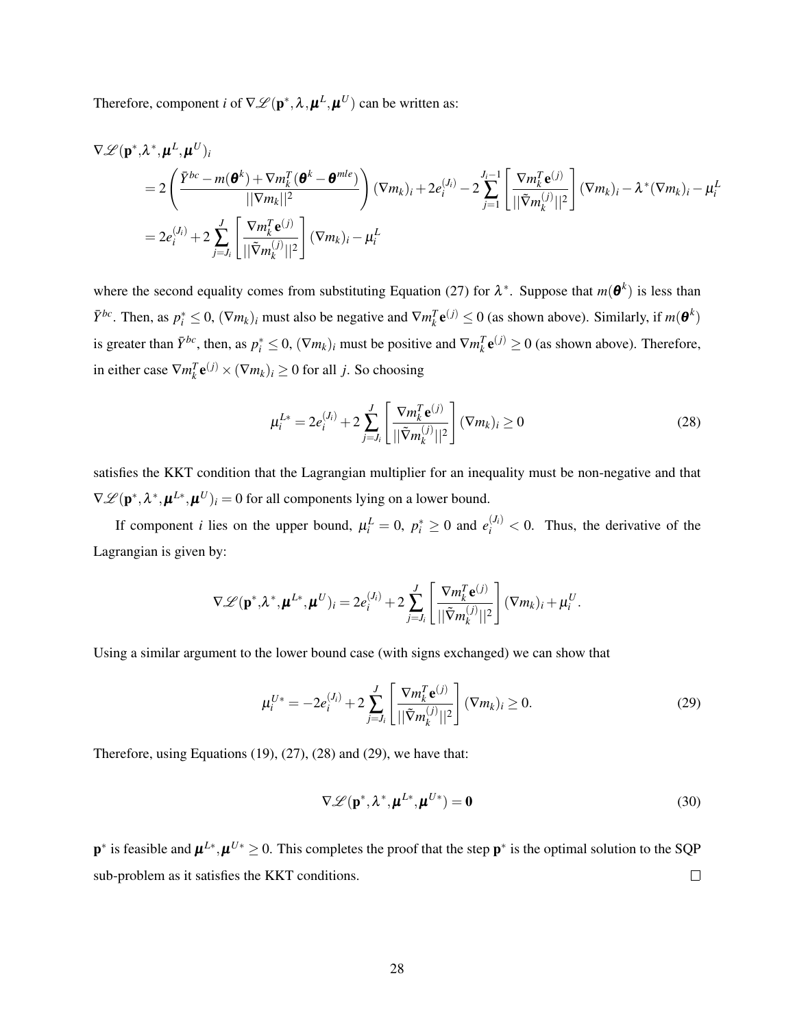Therefore, component $i$ of $\nabla\mathscr{L}(\mathbf{p}^*, \lambda, \boldsymbol{\mu}^L, \boldsymbol{\mu}^U)$ can be written as:

$$
\begin{aligned}
\nabla\mathscr{L}(\mathbf{p}^*,&\lambda^*, \boldsymbol{\mu}^L, \boldsymbol{\mu}^U)_i \\
&= 2\left(\frac{\bar{Y}^{bc} - m(\boldsymbol{\theta}^k) + \nabla m_k^T(\boldsymbol{\theta}^k - \boldsymbol{\theta}^{mle})}{||\nabla m_k||^2}\right)(\nabla m_k)_i + 2e_i^{(J_i)} - 2\sum_{j=1}^{J_i-1}\left[\frac{\nabla m_k^T \mathbf{e}^{(j)}}{||\tilde{\nabla} m_k^{(j)}||^2}\right](\nabla m_k)_i - \lambda^*(\nabla m_k)_i - \mu_i^L \\
&= 2e_i^{(J_i)} + 2\sum_{j=J_i}^{J}\left[\frac{\nabla m_k^T \mathbf{e}^{(j)}}{||\tilde{\nabla} m_k^{(j)}||^2}\right](\nabla m_k)_i - \mu_i^L
\end{aligned}
$$

where the second equality comes from substituting Equation (27) for $\lambda^*$. Suppose that $m(\boldsymbol{\theta}^k)$ is less than $\bar{Y}^{bc}$. Then, as $p_i^* \leq 0$, $(\nabla m_k)_i$ must also be negative and $\nabla m_k^T \mathbf{e}^{(j)} \leq 0$ (as shown above). Similarly, if $m(\boldsymbol{\theta}^k)$ is greater than $\bar{Y}^{bc}$, then, as $p_i^* \leq 0$, $(\nabla m_k)_i$ must be positive and $\nabla m_k^T \mathbf{e}^{(j)} \geq 0$ (as shown above). Therefore, in either case $\nabla m_k^T \mathbf{e}^{(j)} \times (\nabla m_k)_i \geq 0$ for all $j$. So choosing

$$
\mu_i^{L*} = 2e_i^{(J_i)} + 2\sum_{j=J_i}^{J}\left[\frac{\nabla m_k^T \mathbf{e}^{(j)}}{||\tilde{\nabla} m_k^{(j)}||^2}\right](\nabla m_k)_i \geq 0 \tag{28}
$$

satisfies the KKT condition that the Lagrangian multiplier for an inequality must be non-negative and that $\nabla\mathscr{L}(\mathbf{p}^*, \lambda^*, \boldsymbol{\mu}^{L*}, \boldsymbol{\mu}^U)_i = 0$ for all components lying on a lower bound.

If component $i$ lies on the upper bound, $\mu_i^L = 0$, $p_i^* \geq 0$ and $e_i^{(J_i)} < 0$. Thus, the derivative of the Lagrangian is given by:

$$
\nabla\mathscr{L}(\mathbf{p}^*, \lambda^*, \boldsymbol{\mu}^{L*}, \boldsymbol{\mu}^U)_i = 2e_i^{(J_i)} + 2\sum_{j=J_i}^{J}\left[\frac{\nabla m_k^T \mathbf{e}^{(j)}}{||\tilde{\nabla} m_k^{(j)}||^2}\right](\nabla m_k)_i + \mu_i^U.
$$

Using a similar argument to the lower bound case (with signs exchanged) we can show that

$$
\mu_i^{U*} = -2e_i^{(J_i)} + 2\sum_{j=J_i}^{J}\left[\frac{\nabla m_k^T \mathbf{e}^{(j)}}{||\tilde{\nabla} m_k^{(j)}||^2}\right](\nabla m_k)_i \geq 0. \tag{29}
$$

Therefore, using Equations (19), (27), (28) and (29), we have that:

$$
\nabla\mathscr{L}(\mathbf{p}^*, \lambda^*, \boldsymbol{\mu}^{L*}, \boldsymbol{\mu}^{U*}) = \mathbf{0} \tag{30}
$$

$\mathbf{p}^*$ is feasible and $\boldsymbol{\mu}^{L*}, \boldsymbol{\mu}^{U*} \geq 0$. This completes the proof that the step $\mathbf{p}^*$ is the optimal solution to the SQP sub-problem as it satisfies the KKT conditions. □